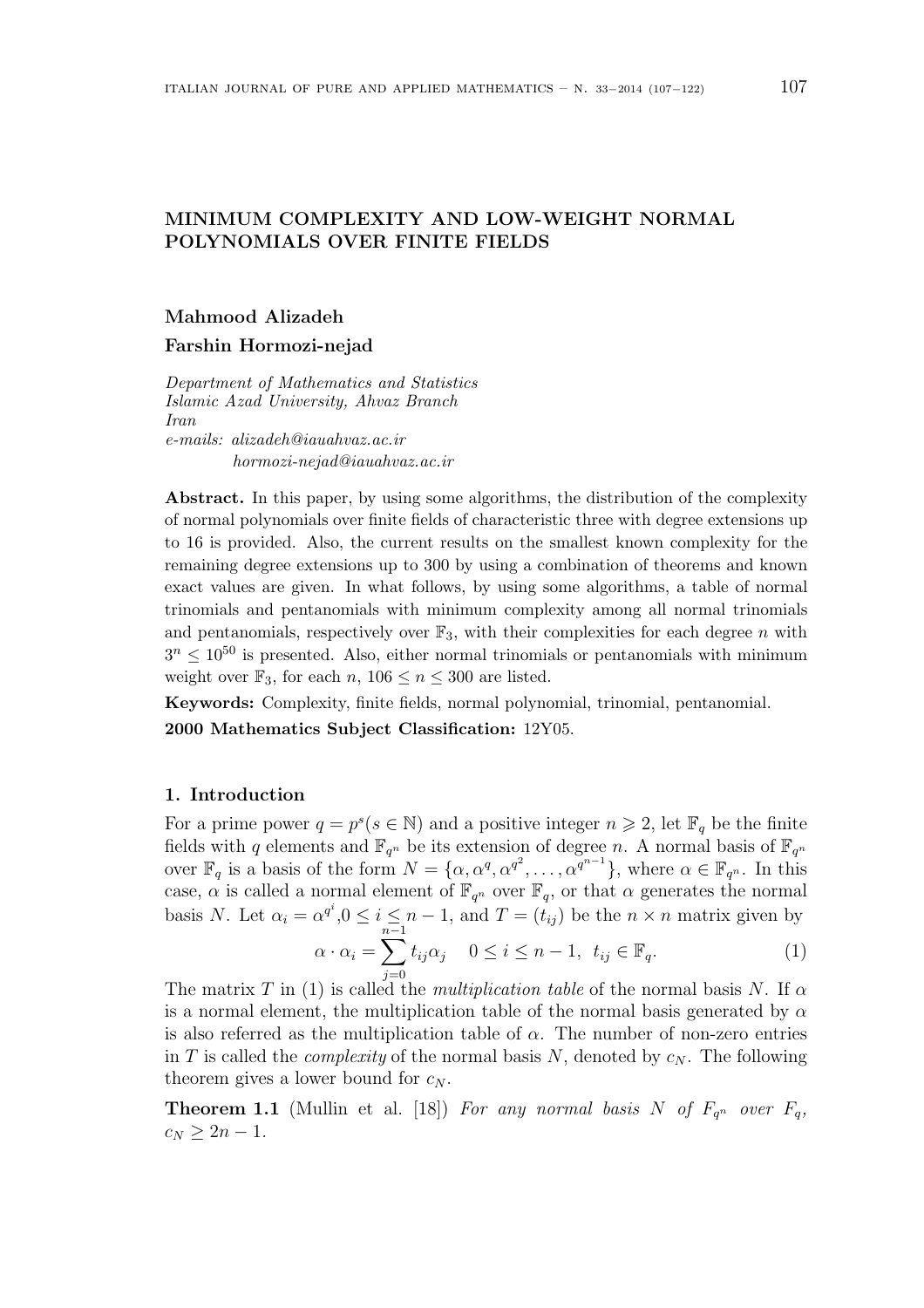# MINIMUM COMPLEXITY AND LOW-WEIGHT NORMAL POLYNOMIALS OVER FINITE FIELDS

**Mahmood Alizadeh**

**Farshin Hormozi-nejad**

*Department of Mathematics and Statistics*
*Islamic Azad University, Ahvaz Branch*
*Iran*
*e-mails: alizadeh@iauahvaz.ac.ir*
*hormozi-nejad@iauahvaz.ac.ir*

**Abstract.** In this paper, by using some algorithms, the distribution of the complexity of normal polynomials over finite fields of characteristic three with degree extensions up to 16 is provided. Also, the current results on the smallest known complexity for the remaining degree extensions up to 300 by using a combination of theorems and known exact values are given. In what follows, by using some algorithms, a table of normal trinomials and pentanomials with minimum complexity among all normal trinomials and pentanomials, respectively over $\mathbb{F}_3$, with their complexities for each degree $n$ with $3^n \leq 10^{50}$ is presented. Also, either normal trinomials or pentanomials with minimum weight over $\mathbb{F}_3$, for each $n$, $106 \leq n \leq 300$ are listed.

**Keywords:** Complexity, finite fields, normal polynomial, trinomial, pentanomial.

**2000 Mathematics Subject Classification:** 12Y05.

## 1. Introduction

For a prime power $q = p^s (s \in \mathbb{N})$ and a positive integer $n \geqslant 2$, let $\mathbb{F}_q$ be the finite fields with $q$ elements and $\mathbb{F}_{q^n}$ be its extension of degree $n$. A normal basis of $\mathbb{F}_{q^n}$ over $\mathbb{F}_q$ is a basis of the form $N = \{\alpha, \alpha^q, \alpha^{q^2}, \ldots, \alpha^{q^{n-1}}\}$, where $\alpha \in \mathbb{F}_{q^n}$. In this case, $\alpha$ is called a normal element of $\mathbb{F}_{q^n}$ over $\mathbb{F}_q$, or that $\alpha$ generates the normal basis $N$. Let $\alpha_i = \alpha^{q^i}, 0 \leq i \leq n-1$, and $T = (t_{ij})$ be the $n \times n$ matrix given by

$$\alpha \cdot \alpha_i = \sum_{j=0}^{n-1} t_{ij}\alpha_j \quad 0 \leq i \leq n-1, \;\; t_{ij} \in \mathbb{F}_q. \tag{1}$$

The matrix $T$ in (1) is called the *multiplication table* of the normal basis $N$. If $\alpha$ is a normal element, the multiplication table of the normal basis generated by $\alpha$ is also referred as the multiplication table of $\alpha$. The number of non-zero entries in $T$ is called the *complexity* of the normal basis $N$, denoted by $c_N$. The following theorem gives a lower bound for $c_N$.

**Theorem 1.1** (Mullin et al. [18]) *For any normal basis $N$ of $F_{q^n}$ over $F_q$, $c_N \geq 2n - 1$.*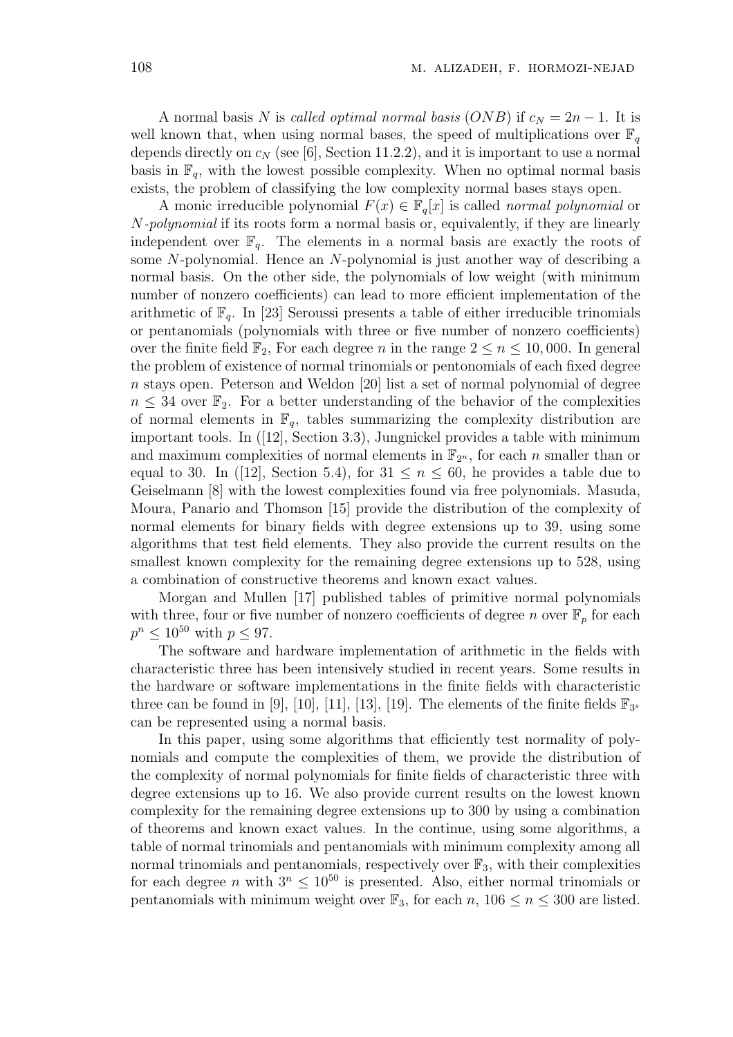A normal basis $N$ is *called optimal normal basis* ($ONB$) if $c_N = 2n-1$. It is well known that, when using normal bases, the speed of multiplications over $\mathbb{F}_q$ depends directly on $c_N$ (see [6], Section 11.2.2), and it is important to use a normal basis in $\mathbb{F}_q$, with the lowest possible complexity. When no optimal normal basis exists, the problem of classifying the low complexity normal bases stays open.

A monic irreducible polynomial $F(x) \in \mathbb{F}_q[x]$ is called *normal polynomial* or *$N$-polynomial* if its roots form a normal basis or, equivalently, if they are linearly independent over $\mathbb{F}_q$. The elements in a normal basis are exactly the roots of some $N$-polynomial. Hence an $N$-polynomial is just another way of describing a normal basis. On the other side, the polynomials of low weight (with minimum number of nonzero coefficients) can lead to more efficient implementation of the arithmetic of $\mathbb{F}_q$. In [23] Seroussi presents a table of either irreducible trinomials or pentanomials (polynomials with three or five number of nonzero coefficients) over the finite field $\mathbb{F}_2$, For each degree $n$ in the range $2 \leq n \leq 10,000$. In general the problem of existence of normal trinomials or pentonomials of each fixed degree $n$ stays open. Peterson and Weldon [20] list a set of normal polynomial of degree $n \leq 34$ over $\mathbb{F}_2$. For a better understanding of the behavior of the complexities of normal elements in $\mathbb{F}_q$, tables summarizing the complexity distribution are important tools. In ([12], Section 3.3), Jungnickel provides a table with minimum and maximum complexities of normal elements in $\mathbb{F}_{2^n}$, for each $n$ smaller than or equal to 30. In ([12], Section 5.4), for $31 \leq n \leq 60$, he provides a table due to Geiselmann [8] with the lowest complexities found via free polynomials. Masuda, Moura, Panario and Thomson [15] provide the distribution of the complexity of normal elements for binary fields with degree extensions up to 39, using some algorithms that test field elements. They also provide the current results on the smallest known complexity for the remaining degree extensions up to 528, using a combination of constructive theorems and known exact values.

Morgan and Mullen [17] published tables of primitive normal polynomials with three, four or five number of nonzero coefficients of degree $n$ over $\mathbb{F}_p$ for each $p^n \leq 10^{50}$ with $p \leq 97$.

The software and hardware implementation of arithmetic in the fields with characteristic three has been intensively studied in recent years. Some results in the hardware or software implementations in the finite fields with characteristic three can be found in [9], [10], [11], [13], [19]. The elements of the finite fields $\mathbb{F}_{3^s}$ can be represented using a normal basis.

In this paper, using some algorithms that efficiently test normality of polynomials and compute the complexities of them, we provide the distribution of the complexity of normal polynomials for finite fields of characteristic three with degree extensions up to 16. We also provide current results on the lowest known complexity for the remaining degree extensions up to 300 by using a combination of theorems and known exact values. In the continue, using some algorithms, a table of normal trinomials and pentanomials with minimum complexity among all normal trinomials and pentanomials, respectively over $\mathbb{F}_3$, with their complexities for each degree $n$ with $3^n \leq 10^{50}$ is presented. Also, either normal trinomials or pentanomials with minimum weight over $\mathbb{F}_3$, for each $n$, $106 \leq n \leq 300$ are listed.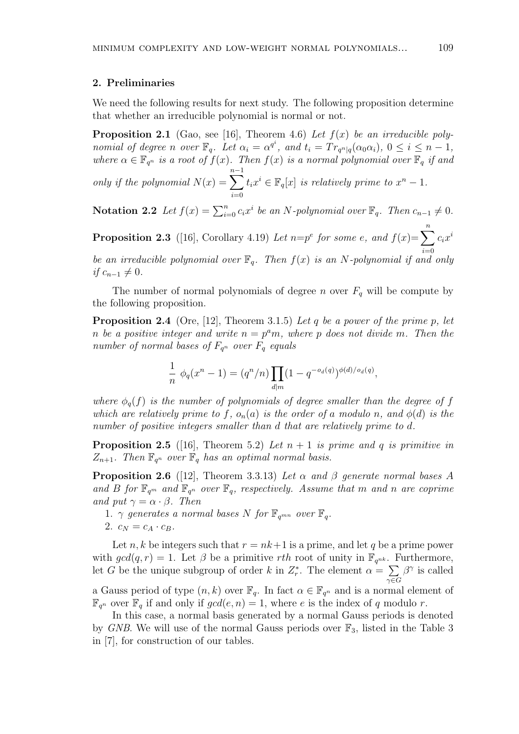## 2. Preliminaries

We need the following results for next study. The following proposition determine that whether an irreducible polynomial is normal or not.

**Proposition 2.1** (Gao, see [16], Theorem 4.6) *Let $f(x)$ be an irreducible polynomial of degree $n$ over $\mathbb{F}_q$. Let $\alpha_i = \alpha^{q^i}$, and $t_i = Tr_{q^n|q}(\alpha_0\alpha_i)$, $0 \le i \le n-1$, where $\alpha \in \mathbb{F}_{q^n}$ is a root of $f(x)$. Then $f(x)$ is a normal polynomial over $\mathbb{F}_q$ if and only if the polynomial $N(x) = \sum_{i=0}^{n-1} t_i x^i \in \mathbb{F}_q[x]$ is relatively prime to $x^n - 1$.*

**Notation 2.2** *Let $f(x) = \sum_{i=0}^{n} c_i x^i$ be an $N$-polynomial over $\mathbb{F}_q$. Then $c_{n-1} \neq 0$.*

**Proposition 2.3** ([16], Corollary 4.19) *Let $n=p^e$ for some $e$, and $f(x)=\sum_{i=0}^{n} c_i x^i$ be an irreducible polynomial over $\mathbb{F}_q$. Then $f(x)$ is an $N$-polynomial if and only if $c_{n-1} \neq 0$.*

The number of normal polynomials of degree $n$ over $F_q$ will be compute by the following proposition.

**Proposition 2.4** (Ore, [12], Theorem 3.1.5) *Let $q$ be a power of the prime $p$, let $n$ be a positive integer and write $n = p^a m$, where $p$ does not divide $m$. Then the number of normal bases of $F_{q^n}$ over $F_q$ equals*

$$\frac{1}{n}\ \phi_q(x^n - 1) = (q^n/n) \prod_{d|m} (1 - q^{-o_d(q)})^{\phi(d)/o_d(q)},$$

*where $\phi_q(f)$ is the number of polynomials of degree smaller than the degree of $f$ which are relatively prime to $f$, $o_n(a)$ is the order of $a$ modulo $n$, and $\phi(d)$ is the number of positive integers smaller than $d$ that are relatively prime to $d$.*

**Proposition 2.5** ([16], Theorem 5.2) *Let $n+1$ is prime and $q$ is primitive in $Z_{n+1}$. Then $\mathbb{F}_{q^n}$ over $\mathbb{F}_q$ has an optimal normal basis.*

**Proposition 2.6** ([12], Theorem 3.3.13) *Let $\alpha$ and $\beta$ generate normal bases $A$ and $B$ for $\mathbb{F}_{q^m}$ and $\mathbb{F}_{q^n}$ over $\mathbb{F}_q$, respectively. Assume that $m$ and $n$ are coprime and put $\gamma = \alpha \cdot \beta$. Then*

1. *$\gamma$ generates a normal bases $N$ for $\mathbb{F}_{q^{mn}}$ over $\mathbb{F}_q$.*
2. *$c_N = c_A \cdot c_B$.*

Let $n, k$ be integers such that $r = nk+1$ is a prime, and let $q$ be a prime power with $gcd(q, r) = 1$. Let $\beta$ be a primitive $r$th root of unity in $\mathbb{F}_{q^{nk}}$. Furthermore, let $G$ be the unique subgroup of order $k$ in $Z_r^*$. The element $\alpha = \sum_{\gamma \in G} \beta^\gamma$ is called a Gauss period of type $(n, k)$ over $\mathbb{F}_q$. In fact $\alpha \in \mathbb{F}_{q^n}$ and is a normal element of $\mathbb{F}_{q^n}$ over $\mathbb{F}_q$ if and only if $gcd(e, n) = 1$, where $e$ is the index of $q$ modulo $r$.

In this case, a normal basis generated by a normal Gauss periods is denoted by *GNB*. We will use of the normal Gauss periods over $\mathbb{F}_3$, listed in the Table 3 in [7], for construction of our tables.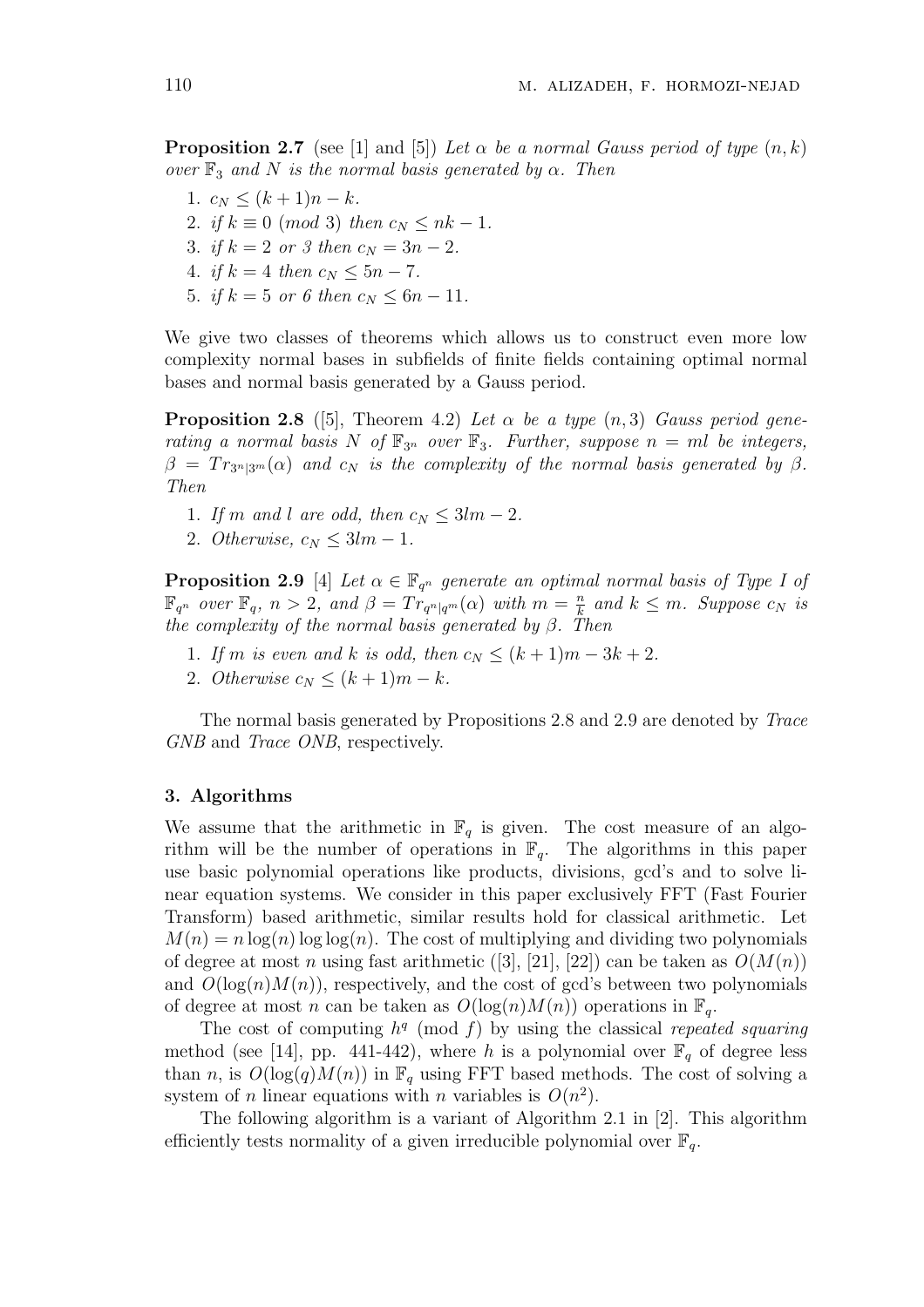**Proposition 2.7** (see [1] and [5]) *Let $\alpha$ be a normal Gauss period of type $(n, k)$ over $\mathbb{F}_3$ and $N$ is the normal basis generated by $\alpha$. Then*

1. $c_N \leq (k+1)n - k$.
2. *if* $k \equiv 0 \ (mod\ 3)$ *then* $c_N \leq nk - 1$.
3. *if* $k = 2$ *or* $3$ *then* $c_N = 3n - 2$.
4. *if* $k = 4$ *then* $c_N \leq 5n - 7$.
5. *if* $k = 5$ *or* $6$ *then* $c_N \leq 6n - 11$.

We give two classes of theorems which allows us to construct even more low complexity normal bases in subfields of finite fields containing optimal normal bases and normal basis generated by a Gauss period.

**Proposition 2.8** ([5], Theorem 4.2) *Let $\alpha$ be a type $(n, 3)$ Gauss period generating a normal basis $N$ of $\mathbb{F}_{3^n}$ over $\mathbb{F}_3$. Further, suppose $n = ml$ be integers, $\beta = Tr_{3^n|3^m}(\alpha)$ and $c_N$ is the complexity of the normal basis generated by $\beta$. Then*

1. *If $m$ and $l$ are odd, then $c_N \leq 3lm - 2$.*
2. *Otherwise, $c_N \leq 3lm - 1$.*

**Proposition 2.9** [4] *Let $\alpha \in \mathbb{F}_{q^n}$ generate an optimal normal basis of Type I of $\mathbb{F}_{q^n}$ over $\mathbb{F}_q$, $n > 2$, and $\beta = Tr_{q^n|q^m}(\alpha)$ with $m = \frac{n}{k}$ and $k \leq m$. Suppose $c_N$ is the complexity of the normal basis generated by $\beta$. Then*

1. *If $m$ is even and $k$ is odd, then $c_N \leq (k+1)m - 3k + 2$.*
2. *Otherwise $c_N \leq (k+1)m - k$.*

The normal basis generated by Propositions 2.8 and 2.9 are denoted by *Trace GNB* and *Trace ONB*, respectively.

### 3. Algorithms

We assume that the arithmetic in $\mathbb{F}_q$ is given. The cost measure of an algorithm will be the number of operations in $\mathbb{F}_q$. The algorithms in this paper use basic polynomial operations like products, divisions, gcd's and to solve linear equation systems. We consider in this paper exclusively FFT (Fast Fourier Transform) based arithmetic, similar results hold for classical arithmetic. Let $M(n) = n \log(n) \log\log(n)$. The cost of multiplying and dividing two polynomials of degree at most $n$ using fast arithmetic ([3], [21], [22]) can be taken as $O(M(n))$ and $O(\log(n)M(n))$, respectively, and the cost of gcd's between two polynomials of degree at most $n$ can be taken as $O(\log(n)M(n))$ operations in $\mathbb{F}_q$.

The cost of computing $h^q \pmod{f}$ by using the classical *repeated squaring* method (see [14], pp. 441-442), where $h$ is a polynomial over $\mathbb{F}_q$ of degree less than $n$, is $O(\log(q)M(n))$ in $\mathbb{F}_q$ using FFT based methods. The cost of solving a system of $n$ linear equations with $n$ variables is $O(n^2)$.

The following algorithm is a variant of Algorithm 2.1 in [2]. This algorithm efficiently tests normality of a given irreducible polynomial over $\mathbb{F}_q$.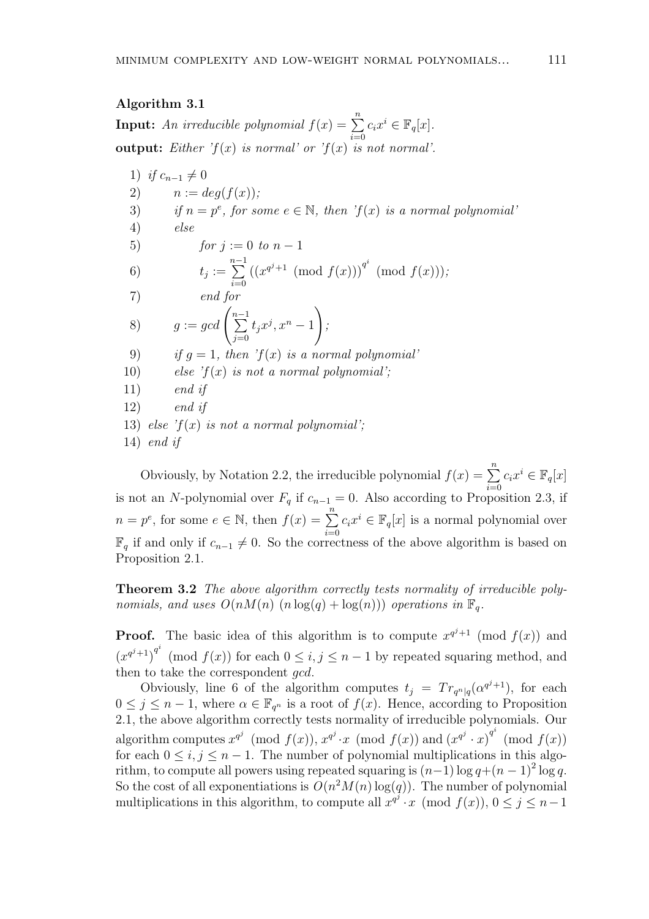**Algorithm 3.1**

**Input:** *An irreducible polynomial* $f(x) = \sum_{i=0}^{n} c_i x^i \in \mathbb{F}_q[x]$.

**output:** *Either 'f(x) is normal' or 'f(x) is not normal'.*

1) *if* $c_{n-1} \neq 0$
2) $\quad n := deg(f(x))$;
3) $\quad$ *if* $n = p^e$, *for some* $e \in \mathbb{N}$, *then 'f(x) is a normal polynomial'*
4) $\quad$ *else*
5) $\quad\quad$ *for* $j := 0$ *to* $n-1$
6) $\quad\quad$ $t_j := \sum_{i=0}^{n-1} \left( \left( x^{q^j+1} \pmod{f(x)} \right)^{q^i} \pmod{f(x)} \right)$;
7) $\quad\quad$ *end for*
8) $\quad$ $g := gcd \left( \sum_{j=0}^{n-1} t_j x^j, x^n - 1 \right)$;
9) $\quad$ *if* $g = 1$, *then 'f(x) is a normal polynomial'*
10) $\quad$ *else 'f(x) is not a normal polynomial';*
11) $\quad$ *end if*
12) $\quad$ *end if*
13) *else 'f(x) is not a normal polynomial';*
14) *end if*

Obviously, by Notation 2.2, the irreducible polynomial $f(x) = \sum_{i=0}^{n} c_i x^i \in \mathbb{F}_q[x]$ is not an $N$-polynomial over $F_q$ if $c_{n-1} = 0$. Also according to Proposition 2.3, if $n = p^e$, for some $e \in \mathbb{N}$, then $f(x) = \sum_{i=0}^{n} c_i x^i \in \mathbb{F}_q[x]$ is a normal polynomial over $\mathbb{F}_q$ if and only if $c_{n-1} \neq 0$. So the correctness of the above algorithm is based on Proposition 2.1.

**Theorem 3.2** *The above algorithm correctly tests normality of irreducible polynomials, and uses* $O(nM(n)\ (n \log(q) + \log(n)))$ *operations in* $\mathbb{F}_q$.

**Proof.** The basic idea of this algorithm is to compute $x^{q^j+1} \pmod{f(x)}$ and $(x^{q^j+1})^{q^i} \pmod{f(x)}$ for each $0 \leq i, j \leq n-1$ by repeated squaring method, and then to take the correspondent *gcd*.

Obviously, line 6 of the algorithm computes $t_j = Tr_{q^n|q}(\alpha^{q^j+1})$, for each $0 \leq j \leq n-1$, where $\alpha \in \mathbb{F}_{q^n}$ is a root of $f(x)$. Hence, according to Proposition 2.1, the above algorithm correctly tests normality of irreducible polynomials. Our algorithm computes $x^{q^j} \pmod{f(x)}$, $x^{q^j} \cdot x \pmod{f(x)}$ and $(x^{q^j} \cdot x)^{q^i} \pmod{f(x)}$ for each $0 \leq i, j \leq n-1$. The number of polynomial multiplications in this algorithm, to compute all powers using repeated squaring is $(n-1)\log q + (n-1)^2 \log q$. So the cost of all exponentiations is $O(n^2 M(n) \log(q))$. The number of polynomial multiplications in this algorithm, to compute all $x^{q^j} \cdot x \pmod{f(x)}$, $0 \leq j \leq n-1$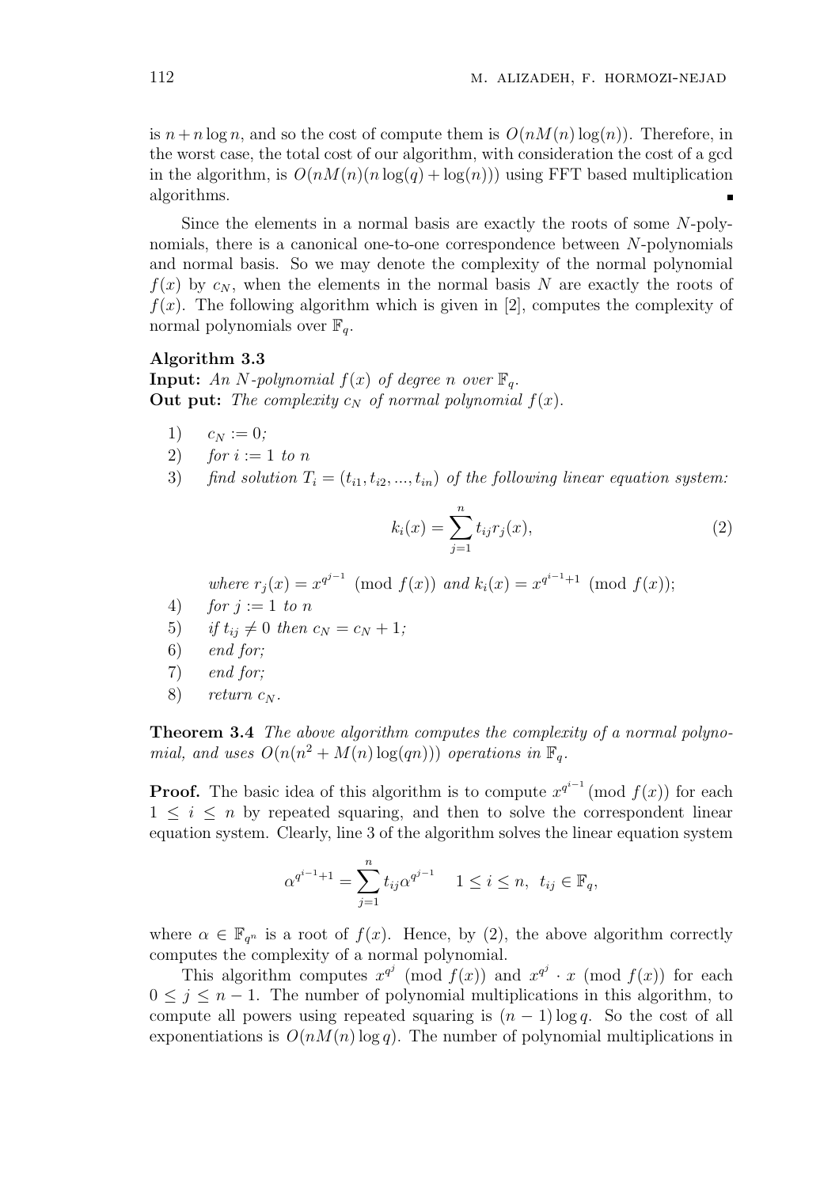is $n + n\log n$, and so the cost of compute them is $O(nM(n)\log(n))$. Therefore, in the worst case, the total cost of our algorithm, with consideration the cost of a gcd in the algorithm, is $O(nM(n)(n\log(q) + \log(n)))$ using FFT based multiplication algorithms. ∎

Since the elements in a normal basis are exactly the roots of some $N$-polynomials, there is a canonical one-to-one correspondence between $N$-polynomials and normal basis. So we may denote the complexity of the normal polynomial $f(x)$ by $c_N$, when the elements in the normal basis $N$ are exactly the roots of $f(x)$. The following algorithm which is given in [2], computes the complexity of normal polynomials over $\mathbb{F}_q$.

**Algorithm 3.3**
**Input:** *An $N$-polynomial $f(x)$ of degree $n$ over $\mathbb{F}_q$.*
**Out put:** *The complexity $c_N$ of normal polynomial $f(x)$.*

1) $c_N := 0$;
2) *for* $i := 1$ *to* $n$
3) *find solution* $T_i = (t_{i1}, t_{i2}, ..., t_{in})$ *of the following linear equation system:*

$$k_i(x) = \sum_{j=1}^{n} t_{ij} r_j(x), \tag{2}$$

*where* $r_j(x) = x^{q^{j-1}} \pmod{f(x)}$ *and* $k_i(x) = x^{q^{i-1}+1} \pmod{f(x)}$;

4) *for* $j := 1$ *to* $n$
5) *if* $t_{ij} \neq 0$ *then* $c_N = c_N + 1$;
6) *end for;*
7) *end for;*
8) *return* $c_N$.

**Theorem 3.4** *The above algorithm computes the complexity of a normal polynomial, and uses $O(n(n^2 + M(n)\log(qn)))$ operations in $\mathbb{F}_q$.*

**Proof.** The basic idea of this algorithm is to compute $x^{q^{i-1}} \pmod{f(x)}$ for each $1 \leq i \leq n$ by repeated squaring, and then to solve the correspondent linear equation system. Clearly, line 3 of the algorithm solves the linear equation system

$$\alpha^{q^{i-1}+1} = \sum_{j=1}^{n} t_{ij} \alpha^{q^{j-1}} \quad 1 \leq i \leq n, \ t_{ij} \in \mathbb{F}_q,$$

where $\alpha \in \mathbb{F}_{q^n}$ is a root of $f(x)$. Hence, by (2), the above algorithm correctly computes the complexity of a normal polynomial.

This algorithm computes $x^{q^j} \pmod{f(x)}$ and $x^{q^j} \cdot x \pmod{f(x)}$ for each $0 \leq j \leq n-1$. The number of polynomial multiplications in this algorithm, to compute all powers using repeated squaring is $(n-1)\log q$. So the cost of all exponentiations is $O(nM(n)\log q)$. The number of polynomial multiplications in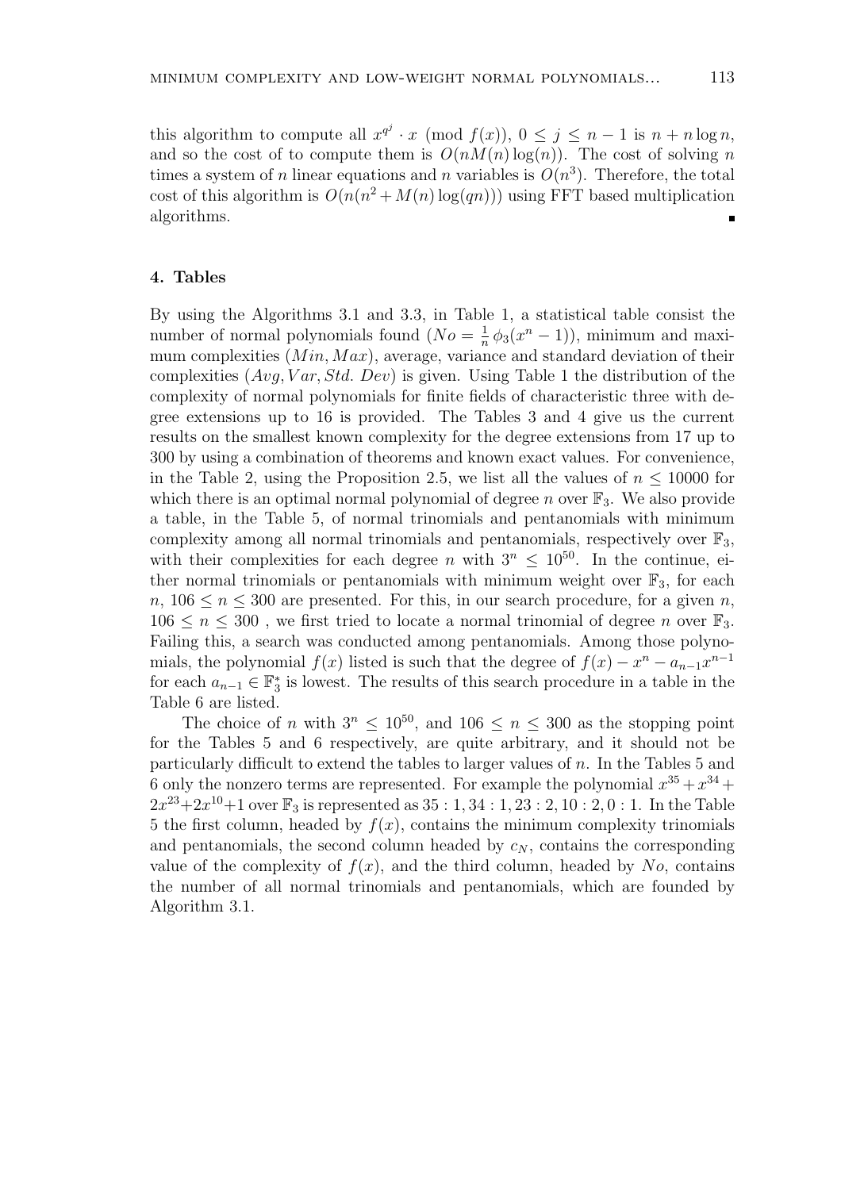this algorithm to compute all $x^{q^j} \cdot x \pmod{f(x)}$, $0 \le j \le n-1$ is $n + n \log n$, and so the cost of to compute them is $O(nM(n)\log(n))$. The cost of solving $n$ times a system of $n$ linear equations and $n$ variables is $O(n^3)$. Therefore, the total cost of this algorithm is $O(n(n^2 + M(n)\log(qn)))$ using FFT based multiplication algorithms. ∎

## 4. Tables

By using the Algorithms 3.1 and 3.3, in Table 1, a statistical table consist the number of normal polynomials found ($No = \frac{1}{n}\,\phi_3(x^n - 1)$), minimum and maximum complexities ($Min, Max$), average, variance and standard deviation of their complexities ($Avg, Var, Std.\ Dev$) is given. Using Table 1 the distribution of the complexity of normal polynomials for finite fields of characteristic three with degree extensions up to 16 is provided. The Tables 3 and 4 give us the current results on the smallest known complexity for the degree extensions from 17 up to 300 by using a combination of theorems and known exact values. For convenience, in the Table 2, using the Proposition 2.5, we list all the values of $n \le 10000$ for which there is an optimal normal polynomial of degree $n$ over $\mathbb{F}_3$. We also provide a table, in the Table 5, of normal trinomials and pentanomials with minimum complexity among all normal trinomials and pentanomials, respectively over $\mathbb{F}_3$, with their complexities for each degree $n$ with $3^n \le 10^{50}$. In the continue, either normal trinomials or pentanomials with minimum weight over $\mathbb{F}_3$, for each $n$, $106 \le n \le 300$ are presented. For this, in our search procedure, for a given $n$, $106 \le n \le 300$ , we first tried to locate a normal trinomial of degree $n$ over $\mathbb{F}_3$. Failing this, a search was conducted among pentanomials. Among those polynomials, the polynomial $f(x)$ listed is such that the degree of $f(x) - x^n - a_{n-1}x^{n-1}$ for each $a_{n-1} \in \mathbb{F}_3^*$ is lowest. The results of this search procedure in a table in the Table 6 are listed.

The choice of $n$ with $3^n \le 10^{50}$, and $106 \le n \le 300$ as the stopping point for the Tables 5 and 6 respectively, are quite arbitrary, and it should not be particularly difficult to extend the tables to larger values of $n$. In the Tables 5 and 6 only the nonzero terms are represented. For example the polynomial $x^{35} + x^{34} + 2x^{23} + 2x^{10} + 1$ over $\mathbb{F}_3$ is represented as $35:1, 34:1, 23:2, 10:2, 0:1$. In the Table 5 the first column, headed by $f(x)$, contains the minimum complexity trinomials and pentanomials, the second column headed by $c_N$, contains the corresponding value of the complexity of $f(x)$, and the third column, headed by $No$, contains the number of all normal trinomials and pentanomials, which are founded by Algorithm 3.1.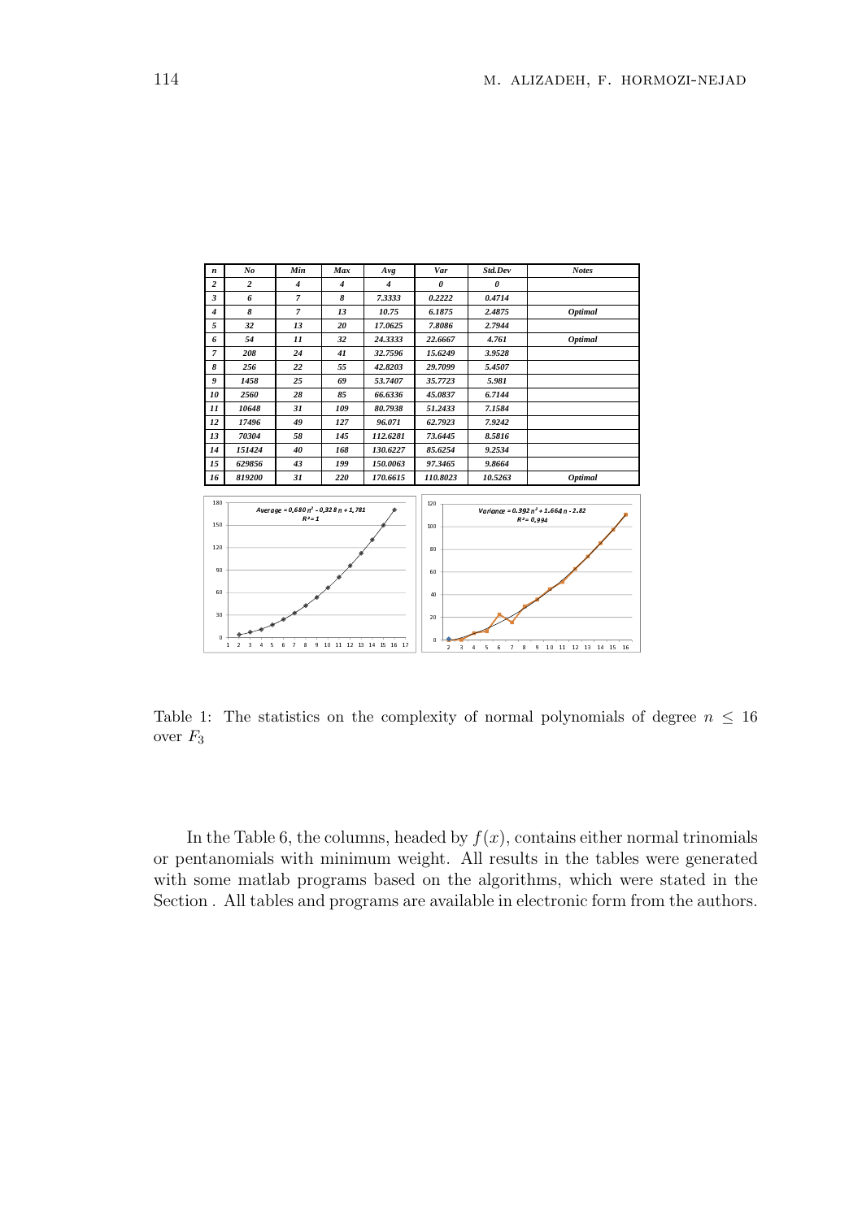| n | No | Min | Max | Avg | Var | Std.Dev | Notes |
|---|---|---|---|---|---|---|---|
| 2 | 2 | 4 | 4 | 4 | 0 | 0 | |
| 3 | 6 | 7 | 8 | 7.3333 | 0.2222 | 0.4714 | |
| 4 | 8 | 7 | 13 | 10.75 | 6.1875 | 2.4875 | Optimal |
| 5 | 32 | 13 | 20 | 17.0625 | 7.8086 | 2.7944 | |
| 6 | 54 | 11 | 32 | 24.3333 | 22.6667 | 4.761 | Optimal |
| 7 | 208 | 24 | 41 | 32.7596 | 15.6249 | 3.9528 | |
| 8 | 256 | 22 | 55 | 42.8203 | 29.7099 | 5.4507 | |
| 9 | 1458 | 25 | 69 | 53.7407 | 35.7723 | 5.981 | |
| 10 | 2560 | 28 | 85 | 66.6336 | 45.0837 | 6.7144 | |
| 11 | 10648 | 31 | 109 | 80.7938 | 51.2433 | 7.1584 | |
| 12 | 17496 | 49 | 127 | 96.071 | 62.7923 | 7.9242 | |
| 13 | 70304 | 58 | 145 | 112.6281 | 73.6445 | 8.5816 | |
| 14 | 151424 | 40 | 168 | 130.6227 | 85.6254 | 9.2534 | |
| 15 | 629856 | 43 | 199 | 150.0063 | 97.3465 | 9.8664 | |
| 16 | 819200 | 31 | 220 | 170.6615 | 110.8023 | 10.5263 | Optimal |

Average $= 0.680\,n^2 - 0.328\,n + 1.781$, $R^2 = 1$

Variance $= 0.392\,n^2 + 1.664\,n - 2.82$, $R^2 = 0.994$

Table 1: The statistics on the complexity of normal polynomials of degree $n \leq 16$ over $F_3$

In the Table 6, the columns, headed by $f(x)$, contains either normal trinomials or pentanomials with minimum weight. All results in the tables were generated with some matlab programs based on the algorithms, which were stated in the Section . All tables and programs are available in electronic form from the authors.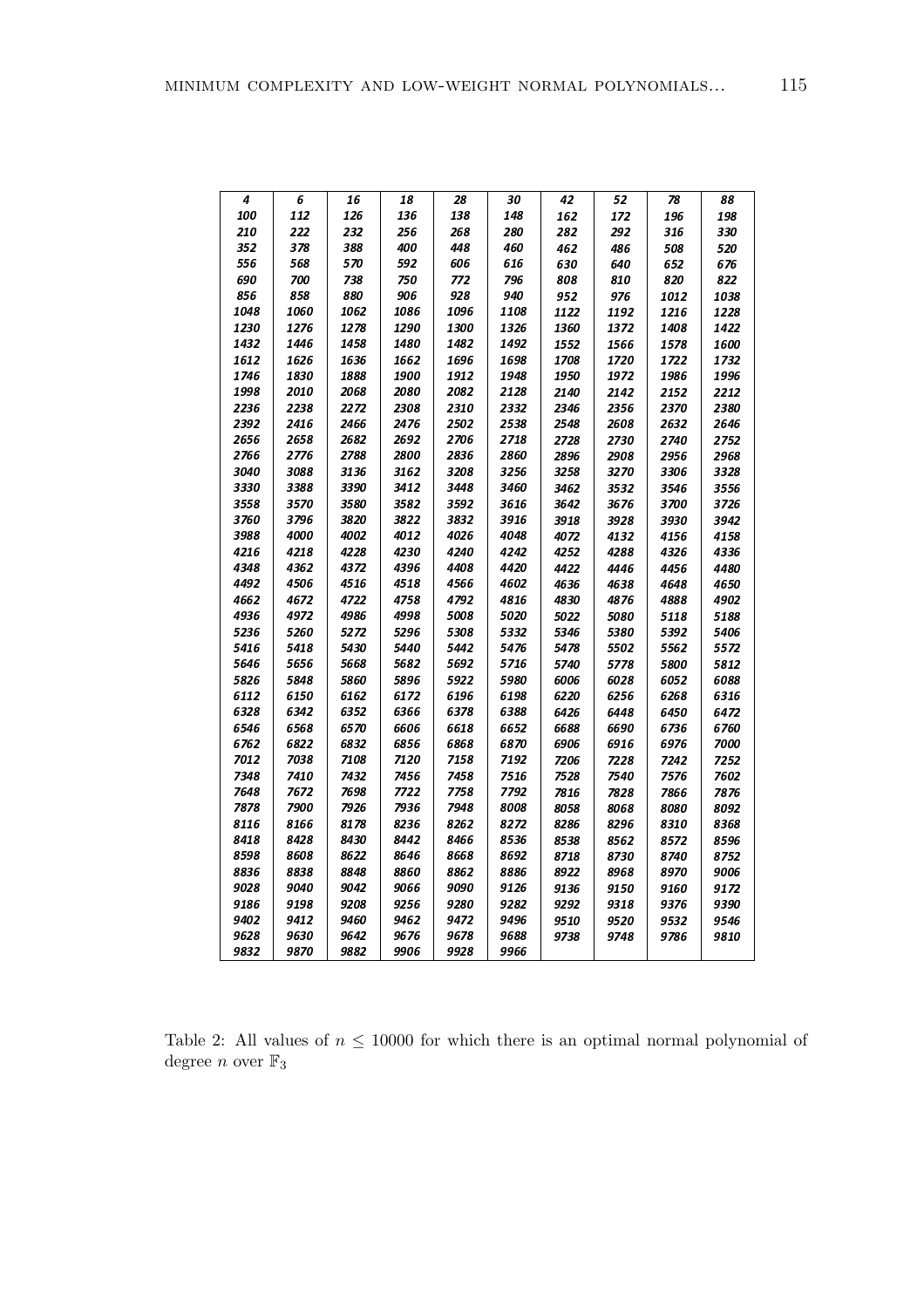| 4 | 6 | 16 | 18 | 28 | 30 | 42 | 52 | 78 | 88 |
|---|---|---|---|---|---|---|---|---|---|
| 100 | 112 | 126 | 136 | 138 | 148 | 162 | 172 | 196 | 198 |
| 210 | 222 | 232 | 256 | 268 | 280 | 282 | 292 | 316 | 330 |
| 352 | 378 | 388 | 400 | 448 | 460 | 462 | 486 | 508 | 520 |
| 556 | 568 | 570 | 592 | 606 | 616 | 630 | 640 | 652 | 676 |
| 690 | 700 | 738 | 750 | 772 | 796 | 808 | 810 | 820 | 822 |
| 856 | 858 | 880 | 906 | 928 | 940 | 952 | 976 | 1012 | 1038 |
| 1048 | 1060 | 1062 | 1086 | 1096 | 1108 | 1122 | 1192 | 1216 | 1228 |
| 1230 | 1276 | 1278 | 1290 | 1300 | 1326 | 1360 | 1372 | 1408 | 1422 |
| 1432 | 1446 | 1458 | 1480 | 1482 | 1492 | 1552 | 1566 | 1578 | 1600 |
| 1612 | 1626 | 1636 | 1662 | 1696 | 1698 | 1708 | 1720 | 1722 | 1732 |
| 1746 | 1830 | 1888 | 1900 | 1912 | 1948 | 1950 | 1972 | 1986 | 1996 |
| 1998 | 2010 | 2068 | 2080 | 2082 | 2128 | 2140 | 2142 | 2152 | 2212 |
| 2236 | 2238 | 2272 | 2308 | 2310 | 2332 | 2346 | 2356 | 2370 | 2380 |
| 2392 | 2416 | 2466 | 2476 | 2502 | 2538 | 2548 | 2608 | 2632 | 2646 |
| 2656 | 2658 | 2682 | 2692 | 2706 | 2718 | 2728 | 2730 | 2740 | 2752 |
| 2766 | 2776 | 2788 | 2800 | 2836 | 2860 | 2896 | 2908 | 2956 | 2968 |
| 3040 | 3088 | 3136 | 3162 | 3208 | 3256 | 3258 | 3270 | 3306 | 3328 |
| 3330 | 3388 | 3390 | 3412 | 3448 | 3460 | 3462 | 3532 | 3546 | 3556 |
| 3558 | 3570 | 3580 | 3582 | 3592 | 3616 | 3642 | 3676 | 3700 | 3726 |
| 3760 | 3796 | 3820 | 3822 | 3832 | 3916 | 3918 | 3928 | 3930 | 3942 |
| 3988 | 4000 | 4002 | 4012 | 4026 | 4048 | 4072 | 4132 | 4156 | 4158 |
| 4216 | 4218 | 4228 | 4230 | 4240 | 4242 | 4252 | 4288 | 4326 | 4336 |
| 4348 | 4362 | 4372 | 4396 | 4408 | 4420 | 4422 | 4446 | 4456 | 4480 |
| 4492 | 4506 | 4516 | 4518 | 4566 | 4602 | 4636 | 4638 | 4648 | 4650 |
| 4662 | 4672 | 4722 | 4758 | 4792 | 4816 | 4830 | 4876 | 4888 | 4902 |
| 4936 | 4972 | 4986 | 4998 | 5008 | 5020 | 5022 | 5080 | 5118 | 5188 |
| 5236 | 5260 | 5272 | 5296 | 5308 | 5332 | 5346 | 5380 | 5392 | 5406 |
| 5416 | 5418 | 5430 | 5440 | 5442 | 5476 | 5478 | 5502 | 5562 | 5572 |
| 5646 | 5656 | 5668 | 5682 | 5692 | 5716 | 5740 | 5778 | 5800 | 5812 |
| 5826 | 5848 | 5860 | 5896 | 5922 | 5980 | 6006 | 6028 | 6052 | 6088 |
| 6112 | 6150 | 6162 | 6172 | 6196 | 6198 | 6220 | 6256 | 6268 | 6316 |
| 6328 | 6342 | 6352 | 6366 | 6378 | 6388 | 6426 | 6448 | 6450 | 6472 |
| 6546 | 6568 | 6570 | 6606 | 6618 | 6652 | 6688 | 6690 | 6736 | 6760 |
| 6762 | 6822 | 6832 | 6856 | 6868 | 6870 | 6906 | 6916 | 6976 | 7000 |
| 7012 | 7038 | 7108 | 7120 | 7158 | 7192 | 7206 | 7228 | 7242 | 7252 |
| 7348 | 7410 | 7432 | 7456 | 7458 | 7516 | 7528 | 7540 | 7576 | 7602 |
| 7648 | 7672 | 7698 | 7722 | 7758 | 7792 | 7816 | 7828 | 7866 | 7876 |
| 7878 | 7900 | 7926 | 7936 | 7948 | 8008 | 8058 | 8068 | 8080 | 8092 |
| 8116 | 8166 | 8178 | 8236 | 8262 | 8272 | 8286 | 8296 | 8310 | 8368 |
| 8418 | 8428 | 8430 | 8442 | 8466 | 8536 | 8538 | 8562 | 8572 | 8596 |
| 8598 | 8608 | 8622 | 8646 | 8668 | 8692 | 8718 | 8730 | 8740 | 8752 |
| 8836 | 8838 | 8848 | 8860 | 8862 | 8886 | 8922 | 8968 | 8970 | 9006 |
| 9028 | 9040 | 9042 | 9066 | 9090 | 9126 | 9136 | 9150 | 9160 | 9172 |
| 9186 | 9198 | 9208 | 9256 | 9280 | 9282 | 9292 | 9318 | 9376 | 9390 |
| 9402 | 9412 | 9460 | 9462 | 9472 | 9496 | 9510 | 9520 | 9532 | 9546 |
| 9628 | 9630 | 9642 | 9676 | 9678 | 9688 | 9738 | 9748 | 9786 | 9810 |
| 9832 | 9870 | 9882 | 9906 | 9928 | 9966 | | | | |

Table 2: All values of $n \leq 10000$ for which there is an optimal normal polynomial of degree $n$ over $\mathbb{F}_3$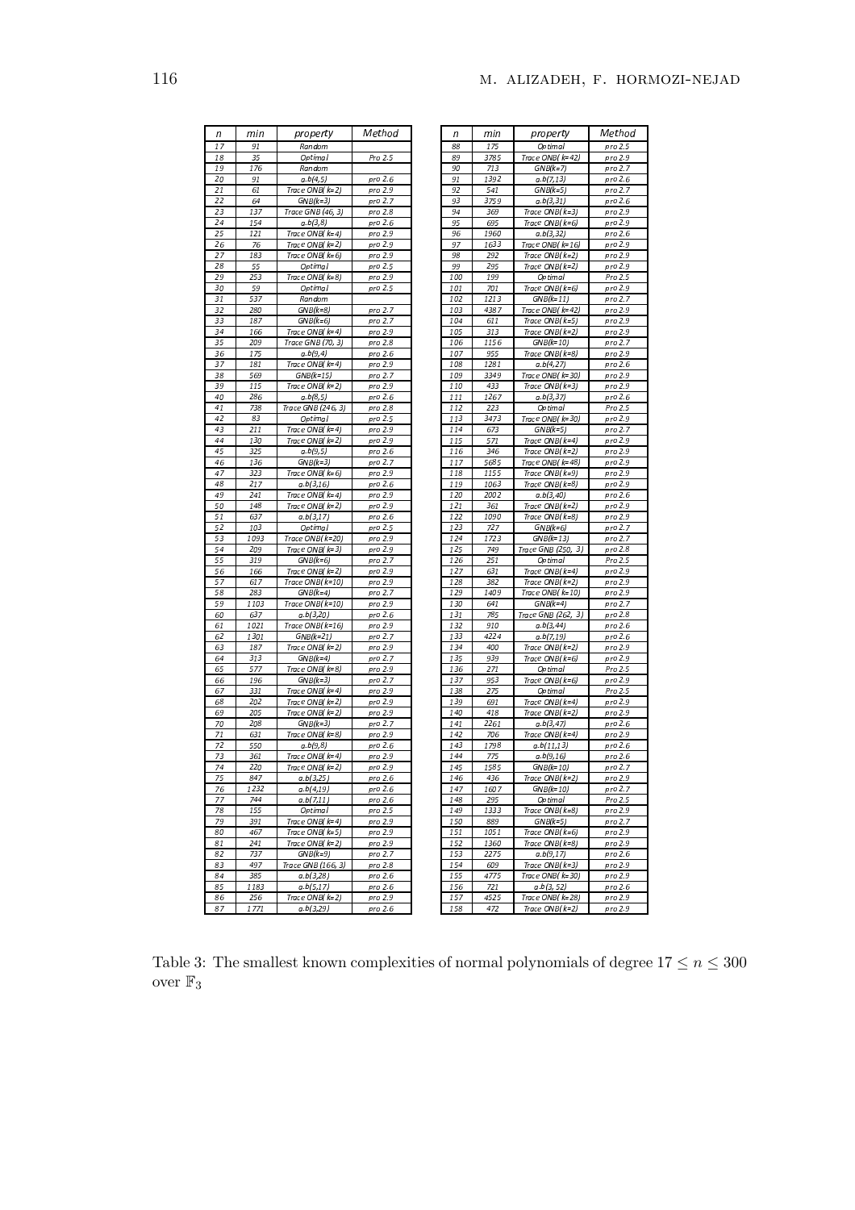| $n$ | min | property | Method |
|---|---|---|---|
| 17 | 91 | Random | |
| 18 | 35 | Optimal | Pro 2.5 |
| 19 | 176 | Random | |
| 20 | 91 | a.b(4,5) | pro 2.6 |
| 21 | 61 | Trace ONB( k=2) | pro 2.9 |
| 22 | 64 | GNB(k=3) | pro 2.7 |
| 23 | 137 | Trace GNB (46, 3) | pro 2.8 |
| 24 | 154 | a.b(3,8) | pro 2.6 |
| 25 | 121 | Trace ONB( k=4) | pro 2.9 |
| 26 | 76 | Trace ONB( k=2) | pro 2.9 |
| 27 | 183 | Trace ONB( k=6) | pro 2.9 |
| 28 | 55 | Optimal | pro 2.5 |
| 29 | 253 | Trace ONB( k=8) | pro 2.9 |
| 30 | 59 | Optimal | pro 2.5 |
| 31 | 537 | Random | |
| 32 | 280 | GNB(k=8) | pro 2.7 |
| 33 | 187 | GNB(k=6) | pro 2.7 |
| 34 | 166 | Trace ONB( k=4) | pro 2.9 |
| 35 | 209 | Trace GNB (70, 3) | pro 2.8 |
| 36 | 175 | a.b(9,4) | pro 2.6 |
| 37 | 181 | Trace ONB( k=4) | pro 2.9 |
| 38 | 569 | GNB(k=15) | pro 2.7 |
| 39 | 115 | Trace ONB( k=2) | pro 2.9 |
| 40 | 286 | a.b(8,5) | pro 2.6 |
| 41 | 738 | Trace GNB (246, 3) | pro 2.8 |
| 42 | 83 | Optimal | pro 2.5 |
| 43 | 211 | Trace ONB( k=4) | pro 2.9 |
| 44 | 130 | Trace ONB( k=2) | pro 2.9 |
| 45 | 325 | a.b(9,5) | pro 2.6 |
| 46 | 136 | GNB(k=3) | pro 2.7 |
| 47 | 323 | Trace ONB( k=6) | pro 2.9 |
| 48 | 217 | a.b(3,16) | pro 2.6 |
| 49 | 241 | Trace ONB( k=4) | pro 2.9 |
| 50 | 148 | Trace ONB( k=2) | pro 2.9 |
| 51 | 637 | a.b(3,17) | pro 2.6 |
| 52 | 103 | Optimal | pro 2.5 |
| 53 | 1093 | Trace ONB(k=20) | pro 2.9 |
| 54 | 209 | Trace ONB( k=3) | pro 2.9 |
| 55 | 319 | GNB(k=6) | pro 2.7 |
| 56 | 166 | Trace ONB( k=2) | pro 2.9 |
| 57 | 617 | Trace ONB(k=10) | pro 2.9 |
| 58 | 283 | GNB(k=4) | pro 2.7 |
| 59 | 1103 | Trace ONB(k=10) | pro 2.9 |
| 60 | 637 | a.b(3,20) | pro 2.6 |
| 61 | 1021 | Trace ONB(k=16) | pro 2.9 |
| 62 | 1301 | GNB(k=21) | pro 2.7 |
| 63 | 187 | Trace ONB( k=2) | pro 2.9 |
| 64 | 313 | GNB(k=4) | pro 2.7 |
| 65 | 577 | Trace ONB( k=8) | pro 2.9 |
| 66 | 196 | GNB(k=3) | pro 2.7 |
| 67 | 331 | Trace ONB( k=4) | pro 2.9 |
| 68 | 202 | Trace ONB( k=2) | pro 2.9 |
| 69 | 205 | Trace ONB( k=2) | pro 2.9 |
| 70 | 208 | GNB(k=3) | pro 2.7 |
| 71 | 631 | Trace ONB( k=8) | pro 2.9 |
| 72 | 550 | a.b(9,8) | pro 2.6 |
| 73 | 361 | Trace ONB( k=4) | pro 2.9 |
| 74 | 220 | Trace ONB( k=2) | pro 2.9 |
| 75 | 847 | a.b(3,25) | pro 2.6 |
| 76 | 1232 | a.b(4,19) | pro 2.6 |
| 77 | 744 | a.b(7,11) | pro 2.6 |
| 78 | 155 | Optimal | pro 2.5 |
| 79 | 391 | Trace ONB( k=4) | pro 2.9 |
| 80 | 467 | Trace ONB( k=5) | pro 2.9 |
| 81 | 241 | Trace ONB( k=2) | pro 2.9 |
| 82 | 737 | GNB(k=9) | pro 2.7 |
| 83 | 497 | Trace GNB (166, 3) | pro 2.8 |
| 84 | 385 | a.b(3,28) | pro 2.6 |
| 85 | 1183 | a.b(5,17) | pro 2.6 |
| 86 | 256 | Trace ONB( k=2) | pro 2.9 |
| 87 | 1771 | a.b(3,29) | pro 2.6 |
| 88 | 175 | Optimal | pro 2.5 |
| 89 | 3785 | Trace ONB( k=42) | pro 2.9 |
| 90 | 713 | GNB(k=7) | pro 2.7 |
| 91 | 1392 | a.b(7,13) | pro 2.6 |
| 92 | 541 | GNB(k=5) | pro 2.7 |
| 93 | 3759 | a.b(3,31) | pro 2.6 |
| 94 | 369 | Trace ONB( k=3) | pro 2.9 |
| 95 | 695 | Trace ONB( k=6) | pro 2.9 |
| 96 | 1960 | a.b(3,32) | pro 2.6 |
| 97 | 1633 | Trace ONB( k=16) | pro 2.9 |
| 98 | 292 | Trace ONB( k=2) | pro 2.9 |
| 99 | 295 | Trace ONB( k=2) | pro 2.9 |
| 100 | 199 | Optimal | Pro 2.5 |
| 101 | 701 | Trace ONB( k=6) | pro 2.9 |
| 102 | 1213 | GNB(k=11) | pro 2.7 |
| 103 | 4387 | Trace ONB( k=42) | pro 2.9 |
| 104 | 611 | Trace ONB( k=5) | pro 2.9 |
| 105 | 313 | Trace ONB( k=2) | pro 2.9 |
| 106 | 1156 | GNB(k=10) | pro 2.7 |
| 107 | 955 | Trace ONB( k=8) | pro 2.9 |
| 108 | 1281 | a.b(4,27) | pro 2.6 |
| 109 | 3349 | Trace ONB( k=30) | pro 2.9 |
| 110 | 433 | Trace ONB( k=3) | pro 2.9 |
| 111 | 1267 | a.b(3,37) | pro 2.6 |
| 112 | 223 | Optimal | Pro 2.5 |
| 113 | 3473 | Trace ONB( k=30) | pro 2.9 |
| 114 | 673 | GNB(k=5) | pro 2.7 |
| 115 | 571 | Trace ONB( k=4) | pro 2.9 |
| 116 | 346 | Trace ONB( k=2) | pro 2.9 |
| 117 | 5685 | Trace ONB( k=48) | pro 2.9 |
| 118 | 1155 | Trace ONB( k=9) | pro 2.9 |
| 119 | 1063 | Trace ONB( k=8) | pro 2.9 |
| 120 | 2002 | a.b(3,40) | pro 2.6 |
| 121 | 361 | Trace ONB( k=2) | pro 2.9 |
| 122 | 1090 | Trace ONB( k=8) | pro 2.9 |
| 123 | 727 | GNB(k=6) | pro 2.7 |
| 124 | 1723 | GNB(k=13) | pro 2.7 |
| 125 | 749 | Trace GNB (250, 3) | pro 2.8 |
| 126 | 251 | Optimal | Pro 2.5 |
| 127 | 631 | Trace ONB( k=4) | pro 2.9 |
| 128 | 382 | Trace ONB( k=2) | pro 2.9 |
| 129 | 1409 | Trace ONB( k=10) | pro 2.9 |
| 130 | 641 | GNB(k=4) | pro 2.7 |
| 131 | 785 | Trace GNB (262, 3) | pro 2.8 |
| 132 | 910 | a.b(3,44) | pro 2.6 |
| 133 | 4224 | a.b(7,19) | pro 2.6 |
| 134 | 400 | Trace ONB( k=2) | pro 2.9 |
| 135 | 939 | Trace ONB( k=6) | pro 2.9 |
| 136 | 271 | Optimal | Pro 2.5 |
| 137 | 953 | Trace ONB( k=6) | pro 2.9 |
| 138 | 275 | Optimal | Pro 2.5 |
| 139 | 691 | Trace ONB( k=4) | pro 2.9 |
| 140 | 418 | Trace ONB( k=2) | pro 2.9 |
| 141 | 2261 | a.b(3,47) | pro 2.6 |
| 142 | 706 | Trace ONB( k=4) | pro 2.9 |
| 143 | 1798 | a.b(11,13) | pro 2.6 |
| 144 | 775 | a.b(9,16) | pro 2.6 |
| 145 | 1585 | GNB(k=10) | pro 2.7 |
| 146 | 436 | Trace ONB( k=2) | pro 2.9 |
| 147 | 1607 | GNB(k=10) | pro 2.7 |
| 148 | 295 | Optimal | Pro 2.5 |
| 149 | 1333 | Trace ONB( k=8) | pro 2.9 |
| 150 | 889 | GNB(k=5) | pro 2.7 |
| 151 | 1051 | Trace ONB( k=6) | pro 2.9 |
| 152 | 1360 | Trace ONB( k=8) | pro 2.9 |
| 153 | 2275 | a.b(9,17) | pro 2.6 |
| 154 | 609 | Trace ONB( k=3) | pro 2.9 |
| 155 | 4775 | Trace ONB( k=30) | pro 2.9 |
| 156 | 721 | a.b(3, 52) | pro 2.6 |
| 157 | 4525 | Trace ONB( k=28) | pro 2.9 |
| 158 | 472 | Trace ONB( k=2) | pro 2.9 |

Table 3: The smallest known complexities of normal polynomials of degree $17 \leq n \leq 300$ over $\mathbb{F}_3$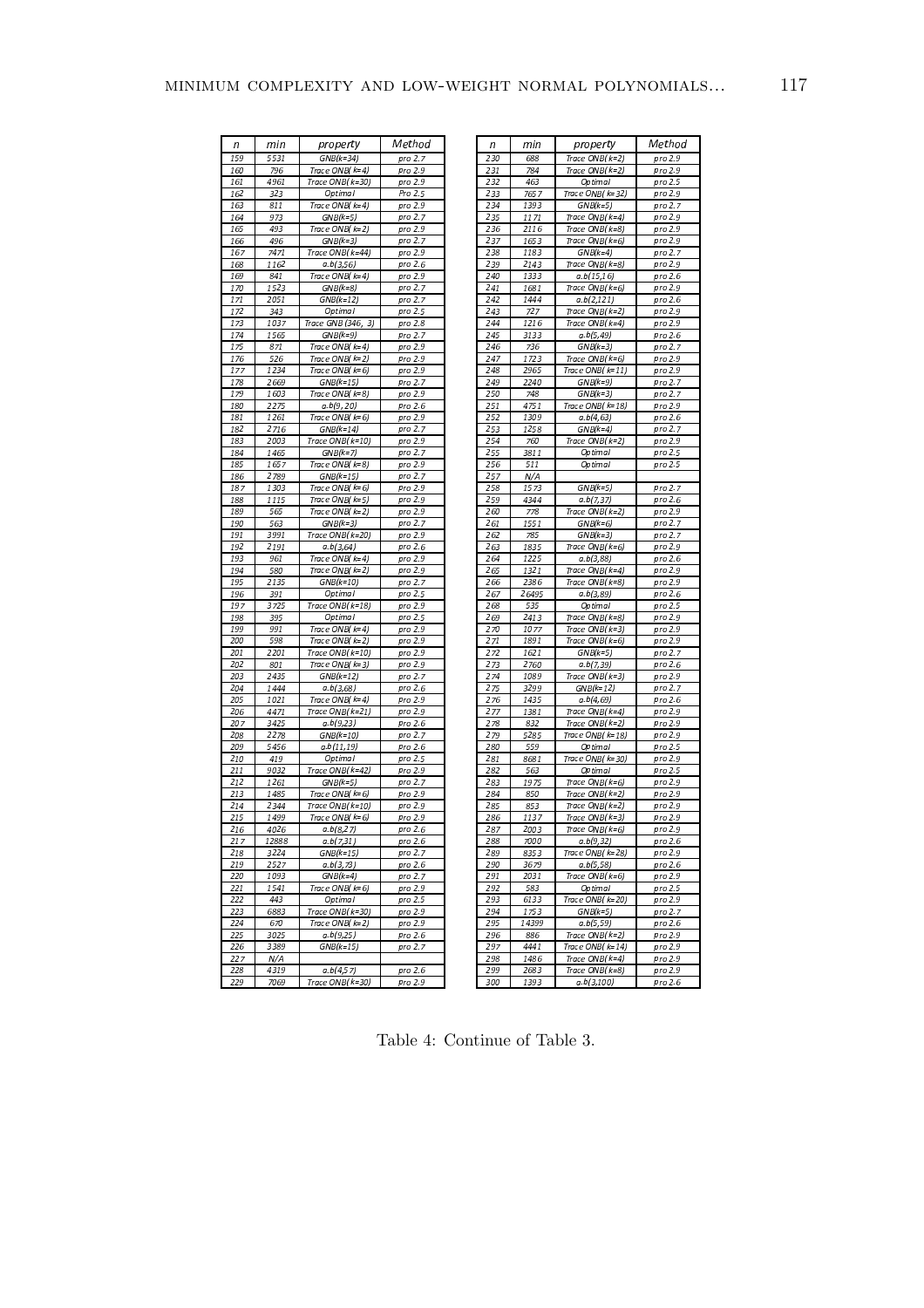| n | min | property | Method |
|---|---|---|---|
| 159 | 5531 | GNB(k=34) | pro 2.7 |
| 160 | 796 | Trace ONB( k=4) | pro 2.9 |
| 161 | 4961 | Trace ONB(k=30) | pro 2.9 |
| 162 | 323 | Optimal | Pro 2.5 |
| 163 | 811 | Trace ONB( k=4) | pro 2.9 |
| 164 | 973 | GNB(k=5) | pro 2.7 |
| 165 | 493 | Trace ONB( k=2) | pro 2.9 |
| 166 | 496 | GNB(k=3) | pro 2.7 |
| 167 | 7471 | Trace ONB(k=44) | pro 2.9 |
| 168 | 1162 | a.b(3,56) | pro 2.6 |
| 169 | 841 | Trace ONB( k=4) | pro 2.9 |
| 170 | 1523 | GNB(k=8) | pro 2.7 |
| 171 | 2051 | GNB(k=12) | pro 2.7 |
| 172 | 343 | Optimal | pro 2.5 |
| 173 | 1037 | Trace GNB (346, 3) | pro 2.8 |
| 174 | 1565 | GNB(k=9) | pro 2.7 |
| 175 | 871 | Trace ONB( k=4) | pro 2.9 |
| 176 | 526 | Trace ONB( k=2) | pro 2.9 |
| 177 | 1234 | Trace ONB( k=6) | pro 2.9 |
| 178 | 2669 | GNB(k=15) | pro 2.7 |
| 179 | 1603 | Trace ONB( k=8) | pro 2.9 |
| 180 | 2275 | a.b(9, 20) | pro 2.6 |
| 181 | 1261 | Trace ONB( k=6) | pro 2.9 |
| 182 | 2716 | GNB(k=14) | pro 2.7 |
| 183 | 2003 | Trace ONB(k=10) | pro 2.9 |
| 184 | 1465 | GNB(k=7) | pro 2.7 |
| 185 | 1657 | Trace ONB( k=8) | pro 2.9 |
| 186 | 2789 | GNB(k=15) | pro 2.7 |
| 187 | 1303 | Trace ONB( k=6) | pro 2.9 |
| 188 | 1115 | Trace ONB( k=5) | pro 2.9 |
| 189 | 565 | Trace ONB( k=2) | pro 2.9 |
| 190 | 563 | GNB(k=3) | pro 2.7 |
| 191 | 3991 | Trace ONB(k=20) | pro 2.9 |
| 192 | 2191 | a.b(3,64) | pro 2.6 |
| 193 | 961 | Trace ONB( k=4) | pro 2.9 |
| 194 | 580 | Trace ONB( k=2) | pro 2.9 |
| 195 | 2135 | GNB(k=10) | pro 2.7 |
| 196 | 391 | Optimal | pro 2.5 |
| 197 | 3725 | Trace ONB( k=18) | pro 2.9 |
| 198 | 395 | Optimal | pro 2.5 |
| 199 | 991 | Trace ONB( k=4) | pro 2.9 |
| 200 | 598 | Trace ONB( k=2) | pro 2.9 |
| 201 | 2201 | Trace ONB(k=10) | pro 2.9 |
| 202 | 801 | Trace ONB( k=3) | pro 2.9 |
| 203 | 2435 | GNB(k=12) | pro 2.7 |
| 204 | 1444 | a.b(3,68) | pro 2.6 |
| 205 | 1021 | Trace ONB( k=4) | pro 2.9 |
| 206 | 4471 | Trace ONB(k=21) | pro 2.9 |
| 207 | 3425 | a.b(9,23) | pro 2.6 |
| 208 | 2278 | GNB(k=10) | pro 2.7 |
| 209 | 5456 | a.b(11,19) | pro 2.6 |
| 210 | 419 | Optimal | pro 2.5 |
| 211 | 9032 | Trace ONB(k=42) | pro 2.9 |
| 212 | 1261 | GNB(k=5) | pro 2.7 |
| 213 | 1485 | Trace ONB( k=6) | pro 2.9 |
| 214 | 2344 | Trace ONB(k=10) | pro 2.9 |
| 215 | 1499 | Trace ONB( k=6) | pro 2.9 |
| 216 | 4026 | a.b(8,27) | pro 2.6 |
| 217 | 12888 | a.b(7,31) | pro 2.6 |
| 218 | 3224 | GNB(k=15) | pro 2.7 |
| 219 | 2527 | a.b(3,73) | pro 2.6 |
| 220 | 1093 | GNB(k=4) | pro 2.7 |
| 221 | 1541 | Trace ONB( k=6) | pro 2.9 |
| 222 | 443 | Optimal | pro 2.5 |
| 223 | 6883 | Trace ONB(k=30) | pro 2.9 |
| 224 | 670 | Trace ONB( k=2) | pro 2.9 |
| 225 | 3025 | a.b(9,25) | pro 2.6 |
| 226 | 3389 | GNB(k=15) | pro 2.7 |
| 227 | N/A | | |
| 228 | 4319 | a.b(4,57) | pro 2.6 |
| 229 | 7069 | Trace ONB(k=30) | pro 2.9 |

| n | min | property | Method |
|---|---|---|---|
| 230 | 688 | Trace ONB( k=2) | pro 2.9 |
| 231 | 784 | Trace ONB( k=2) | pro 2.9 |
| 232 | 463 | Optimal | pro 2.5 |
| 233 | 7657 | Trace ONB( k=32) | pro 2.9 |
| 234 | 1393 | GNB(k=5) | pro 2.7 |
| 235 | 1171 | Trace ONB( k=4) | pro 2.9 |
| 236 | 2116 | Trace ONB( k=8) | pro 2.9 |
| 237 | 1653 | Trace ONB( k=6) | pro 2.9 |
| 238 | 1183 | GNB(k=4) | pro 2.7 |
| 239 | 2143 | Trace ONB( k=8) | pro 2.9 |
| 240 | 1333 | a.b(15,16) | pro 2.6 |
| 241 | 1681 | Trace ONB( k=6) | pro 2.9 |
| 242 | 1444 | a.b(2,121) | pro 2.6 |
| 243 | 727 | Trace ONB( k=2) | pro 2.9 |
| 244 | 1216 | Trace ONB( k=4) | pro 2.9 |
| 245 | 3133 | a.b(5,49) | pro 2.6 |
| 246 | 736 | GNB(k=3) | pro 2.7 |
| 247 | 1723 | Trace ONB( k=6) | pro 2.9 |
| 248 | 2965 | Trace ONB( k=11) | pro 2.9 |
| 249 | 2240 | GNB(k=9) | pro 2.7 |
| 250 | 748 | GNB(k=3) | pro 2.7 |
| 251 | 4751 | Trace ONB( k=18) | pro 2.9 |
| 252 | 1309 | a.b(4,63) | pro 2.6 |
| 253 | 1258 | GNB(k=4) | pro 2.7 |
| 254 | 760 | Trace ONB( k=2) | pro 2.9 |
| 255 | 3811 | Optimal | pro 2.5 |
| 256 | 511 | Optimal | pro 2.5 |
| 257 | N/A | | |
| 258 | 1573 | GNB(k=5) | pro 2.7 |
| 259 | 4344 | a.b(7,37) | pro 2.6 |
| 260 | 778 | Trace ONB( k=2) | pro 2.9 |
| 261 | 1551 | GNB(k=6) | pro 2.7 |
| 262 | 785 | GNB(k=3) | pro 2.7 |
| 263 | 1835 | Trace ONB( k=6) | pro 2.9 |
| 264 | 1225 | a.b(3,88) | pro 2.6 |
| 265 | 1321 | Trace ONB( k=4) | pro 2.9 |
| 266 | 2386 | Trace ONB( k=8) | pro 2.9 |
| 267 | 26495 | a.b(3,89) | pro 2.6 |
| 268 | 535 | Optimal | pro 2.5 |
| 269 | 2413 | Trace ONB( k=8) | pro 2.9 |
| 270 | 1077 | Trace ONB( k=3) | pro 2.9 |
| 271 | 1891 | Trace ONB( k=6) | pro 2.9 |
| 272 | 1621 | GNB(k=5) | pro 2.7 |
| 273 | 2760 | a.b(7,39) | pro 2.6 |
| 274 | 1089 | Trace ONB( k=3) | pro 2.9 |
| 275 | 3299 | GNB(k=12) | pro 2.7 |
| 276 | 1435 | a.b(4,69) | pro 2.6 |
| 277 | 1381 | Trace ONB( k=4) | pro 2.9 |
| 278 | 832 | Trace ONB( k=2) | pro 2.9 |
| 279 | 5285 | Trace ONB( k=18) | pro 2.9 |
| 280 | 559 | Optimal | pro 2.5 |
| 281 | 8681 | Trace ONB( k=30) | pro 2.9 |
| 282 | 563 | Optimal | pro 2.5 |
| 283 | 1975 | Trace ONB( k=6) | pro 2.9 |
| 284 | 850 | Trace ONB( k=2) | pro 2.9 |
| 285 | 853 | Trace ONB( k=2) | pro 2.9 |
| 286 | 1137 | Trace ONB( k=3) | pro 2.9 |
| 287 | 2003 | Trace ONB( k=6) | pro 2.9 |
| 288 | 7000 | a.b(9,32) | pro 2.6 |
| 289 | 8353 | Trace ONB( k=28) | pro 2.9 |
| 290 | 3679 | a.b(5,58) | pro 2.6 |
| 291 | 2031 | Trace ONB( k=6) | pro 2.9 |
| 292 | 583 | Optimal | pro 2.5 |
| 293 | 6133 | Trace ONB( k=20) | pro 2.9 |
| 294 | 1753 | GNB(k=5) | pro 2.7 |
| 295 | 14399 | a.b(5,59) | pro 2.6 |
| 296 | 886 | Trace ONB( k=2) | pro 2.9 |
| 297 | 4441 | Trace ONB( k=14) | pro 2.9 |
| 298 | 1486 | Trace ONB( k=4) | pro 2.9 |
| 299 | 2683 | Trace ONB( k=8) | pro 2.9 |
| 300 | 1393 | a.b(3,100) | pro 2.6 |

Table 4: Continue of Table 3.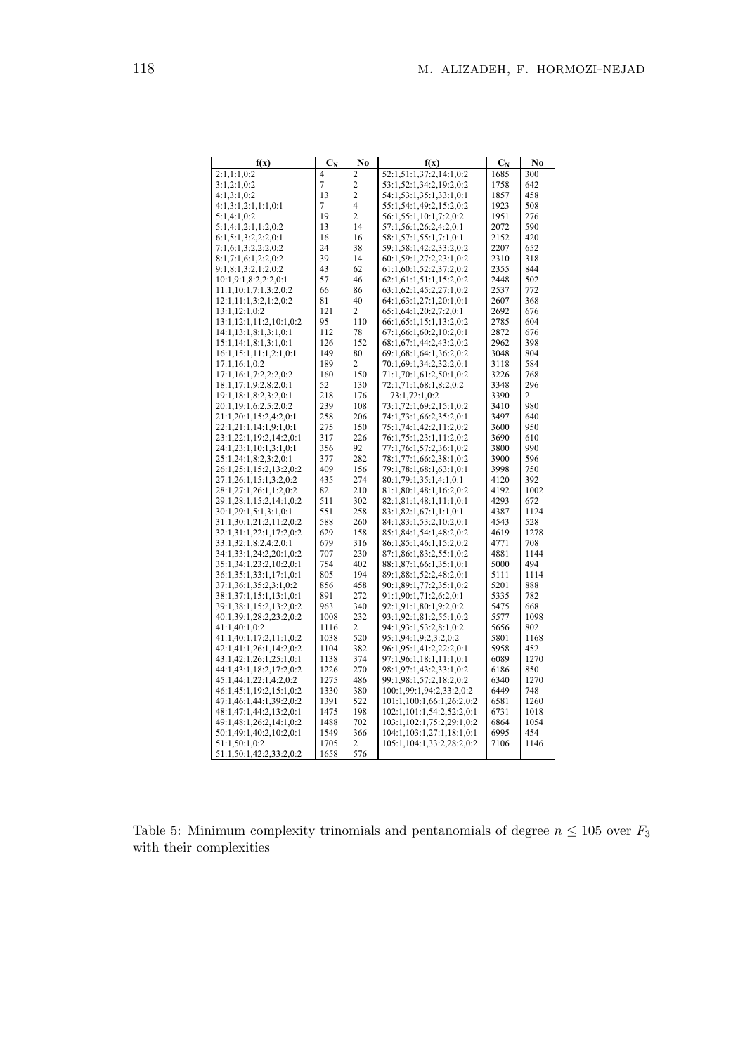| f(x) | $C_N$ | No | f(x) | $C_N$ | No |
|---|---|---|---|---|---|
| 2:1,1:1,0:2 | 4 | 2 | 52:1,51:1,37:2,14:1,0:2 | 1685 | 300 |
| 3:1,2:1,0:2 | 7 | 2 | 53:1,52:1,34:2,19:2,0:2 | 1758 | 642 |
| 4:1,3:1,0:2 | 13 | 2 | 54:1,53:1,35:1,33:1,0:1 | 1857 | 458 |
| 4:1,3:1,2:1,1:1,0:1 | 7 | 4 | 55:1,54:1,49:2,15:2,0:2 | 1923 | 508 |
| 5:1,4:1,0:2 | 19 | 2 | 56:1,55:1,10:1,7:2,0:2 | 1951 | 276 |
| 5:1,4:1,2:1,1:2,0:2 | 13 | 14 | 57:1,56:1,26:2,4:2,0:1 | 2072 | 590 |
| 6:1,5:1,3:2,2:2,0:1 | 16 | 16 | 58:1,57:1,55:1,7:1,0:1 | 2152 | 420 |
| 7:1,6:1,3:2,2:2,0:2 | 24 | 38 | 59:1,58:1,42:2,33:2,0:2 | 2207 | 652 |
| 8:1,7:1,6:1,2:2,0:2 | 39 | 14 | 60:1,59:1,27:2,23:1,0:2 | 2310 | 318 |
| 9:1,8:1,3:2,1:2,0:2 | 43 | 62 | 61:1,60:1,52:2,37:2,0:2 | 2355 | 844 |
| 10:1,9:1,8:2,2:2,0:1 | 57 | 46 | 62:1,61:1,51:1,15:2,0:2 | 2448 | 502 |
| 11:1,10:1,7:1,3:2,0:2 | 66 | 86 | 63:1,62:1,45:2,27:1,0:2 | 2537 | 772 |
| 12:1,11:1,3:2,1:2,0:2 | 81 | 40 | 64:1,63:1,27:1,20:1,0:1 | 2607 | 368 |
| 13:1,12:1,0:2 | 121 | 2 | 65:1,64:1,20:2,7:2,0:1 | 2692 | 676 |
| 13:1,12:1,11:2,10:1,0:2 | 95 | 110 | 66:1,65:1,15:1,13:2,0:2 | 2785 | 604 |
| 14:1,13:1,8:1,3:1,0:1 | 112 | 78 | 67:1,66:1,60:2,10:2,0:1 | 2872 | 676 |
| 15:1,14:1,8:1,3:1,0:1 | 126 | 152 | 68:1,67:1,44:2,43:2,0:2 | 2962 | 398 |
| 16:1,15:1,11:1,2:1,0:1 | 149 | 80 | 69:1,68:1,64:1,36:2,0:2 | 3048 | 804 |
| 17:1,16:1,0:2 | 189 | 2 | 70:1,69:1,34:2,32:2,0:1 | 3118 | 584 |
| 17:1,16:1,7:2,2:2,0:2 | 160 | 150 | 71:1,70:1,61:2,50:1,0:2 | 3226 | 768 |
| 18:1,17:1,9:2,8:2,0:1 | 52 | 130 | 72:1,71:1,68:1,8:2,0:2 | 3348 | 296 |
| 19:1,18:1,8:2,3:2,0:1 | 218 | 176 | 73:1,72:1,0:2 | 3390 | 2 |
| 20:1,19:1,6:2,5:2,0:2 | 239 | 108 | 73:1,72:1,69:2,15:1,0:2 | 3410 | 980 |
| 21:1,20:1,15:2,4:2,0:1 | 258 | 206 | 74:1,73:1,66:2,35:2,0:1 | 3497 | 640 |
| 22:1,21:1,14:1,9:1,0:1 | 275 | 150 | 75:1,74:1,42:2,11:2,0:2 | 3600 | 950 |
| 23:1,22:1,19:2,14:2,0:1 | 317 | 226 | 76:1,75:1,23:1,11:2,0:2 | 3690 | 610 |
| 24:1,23:1,10:1,3:1,0:1 | 356 | 92 | 77:1,76:1,57:2,36:1,0:2 | 3800 | 990 |
| 25:1,24:1,8:2,3:2,0:1 | 377 | 282 | 78:1,77:1,66:2,38:1,0:2 | 3900 | 596 |
| 26:1,25:1,15:2,13:2,0:2 | 409 | 156 | 79:1,78:1,68:1,63:1,0:1 | 3998 | 750 |
| 27:1,26:1,15:1,3:2,0:2 | 435 | 274 | 80:1,79:1,35:1,4:1,0:1 | 4120 | 392 |
| 28:1,27:1,26:1,1:2,0:2 | 82 | 210 | 81:1,80:1,48:1,16:2,0:2 | 4192 | 1002 |
| 29:1,28:1,15:2,14:1,0:2 | 511 | 302 | 82:1,81:1,48:1,11:1,0:1 | 4293 | 672 |
| 30:1,29:1,5:1,3:1,0:1 | 551 | 258 | 83:1,82:1,67:1,1:1,0:1 | 4387 | 1124 |
| 31:1,30:1,21:2,11:2,0:2 | 588 | 260 | 84:1,83:1,53:2,10:2,0:1 | 4543 | 528 |
| 32:1,31:1,22:1,17:2,0:2 | 629 | 158 | 85:1,84:1,54:1,48:2,0:2 | 4619 | 1278 |
| 33:1,32:1,8:2,4:2,0:1 | 679 | 316 | 86:1,85:1,46:1,15:2,0:2 | 4771 | 708 |
| 34:1,33:1,24:2,20:1,0:2 | 707 | 230 | 87:1,86:1,83:2,55:1,0:2 | 4881 | 1144 |
| 35:1,34:1,23:2,10:2,0:1 | 754 | 402 | 88:1,87:1,66:1,35:1,0:1 | 5000 | 494 |
| 36:1,35:1,33:1,17:1,0:1 | 805 | 194 | 89:1,88:1,52:2,48:2,0:1 | 5111 | 1114 |
| 37:1,36:1,35:2,3:1,0:2 | 856 | 458 | 90:1,89:1,77:2,35:1,0:2 | 5201 | 888 |
| 38:1,37:1,15:1,13:1,0:1 | 891 | 272 | 91:1,90:1,71:2,6:2,0:1 | 5335 | 782 |
| 39:1,38:1,15:2,13:2,0:2 | 963 | 340 | 92:1,91:1,80:1,9:2,0:2 | 5475 | 668 |
| 40:1,39:1,28:2,23:2,0:2 | 1008 | 232 | 93:1,92:1,81:2,55:1,0:2 | 5577 | 1098 |
| 41:1,40:1,0:2 | 1116 | 2 | 94:1,93:1,53:2,8:1,0:2 | 5656 | 802 |
| 41:1,40:1,17:2,11:1,0:2 | 1038 | 520 | 95:1,94:1,9:2,3:2,0:2 | 5801 | 1168 |
| 42:1,41:1,26:1,14:2,0:2 | 1104 | 382 | 96:1,95:1,41:2,22:2,0:1 | 5958 | 452 |
| 43:1,42:1,26:1,25:1,0:1 | 1138 | 374 | 97:1,96:1,18:1,11:1,0:1 | 6089 | 1270 |
| 44:1,43:1,18:2,17:2,0:2 | 1226 | 270 | 98:1,97:1,43:2,33:1,0:2 | 6186 | 850 |
| 45:1,44:1,22:1,4:2,0:2 | 1275 | 486 | 99:1,98:1,57:2,18:2,0:2 | 6340 | 1270 |
| 46:1,45:1,19:2,15:1,0:2 | 1330 | 380 | 100:1,99:1,94:2,33:2,0:2 | 6449 | 748 |
| 47:1,46:1,44:1,39:2,0:2 | 1391 | 522 | 101:1,100:1,66:1,26:2,0:2 | 6581 | 1260 |
| 48:1,47:1,44:2,13:2,0:1 | 1475 | 198 | 102:1,101:1,54:2,52:2,0:1 | 6731 | 1018 |
| 49:1,48:1,26:2,14:1,0:2 | 1488 | 702 | 103:1,102:1,75:2,29:1,0:2 | 6864 | 1054 |
| 50:1,49:1,40:2,10:2,0:1 | 1549 | 366 | 104:1,103:1,27:1,18:1,0:1 | 6995 | 454 |
| 51:1,50:1,0:2 | 1705 | 2 | 105:1,104:1,33:2,28:2,0:2 | 7106 | 1146 |
| 51:1,50:1,42:2,33:2,0:2 | 1658 | 576 | | | |

Table 5: Minimum complexity trinomials and pentanomials of degree $n \leq 105$ over $F_3$ with their complexities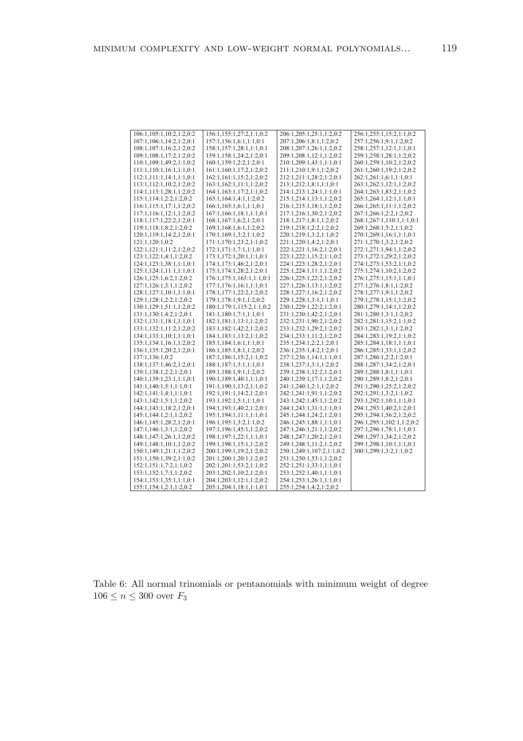| | | | |
|---|---|---|---|
| 106:1,105:1,10:2,1:2,0:2 | 156:1,155:1,27:2,1:1,0:2 | 206:1,205:1,25:1,1:2,0:2 | 256:1,255:1,15:2,1:1,0:2 |
| 107:1,106:1,14:2,1:2,0:1 | 157:1,156:1,6:1,1:1,0:1 | 207:1,206:1,8:1,1:2,0:2 | 257:1,256:1,9:1,1:2,0:2 |
| 108:1,107:1,16:2,1:2,0:2 | 158:1,157:1,28:1,1:1,0:1 | 208:1,207:1,26:1,1:2,0:2 | 258:1,257:1,12:1,1:1,0:1 |
| 109:1,108:1,17:2,1:2,0:2 | 159:1,158:1,24:2,1:2,0:1 | 209:1,208:1,12:1,1:2,0:2 | 259:1,258:1,28:1,1:2,0:2 |
| 110:1,109:1,49:2,1:1,0:2 | 160:1,159:1,2:2,1:2,0:1 | 210:1,209:1,43:1,1:1,0:1 | 260:1,259:1,10:2,1:2,0:2 |
| 111:1,110:1,16:1,1:1,0:1 | 161:1,160:1,17:2,1:2,0:2 | 211:1,210:1,9:1,1:2,0:2 | 261:1,260:1,19:2,1:2,0:2 |
| 112:1,111:1,14:1,1:1,0:1 | 162:1,161:1,15:2,1:2,0:2 | 212:1,211:1,28:2,1:2,0:1 | 262:1,261:1,6:1,1:1,0:1 |
| 113:1,112:1,10:2,1:2,0:2 | 163:1,162:1,11:1,1:2,0:2 | 213:1,212:1,8:1,1:1,0:1 | 263:1,262:1,12:1,1:2,0:2 |
| 114:1,113:1,28:1,1:2,0:2 | 164:1,163:1,17:2,1:1,0:2 | 214:1,213:1,24:1,1:1,0:1 | 264:1,263:1,83:2,1:1,0:2 |
| 115:1,114:1,2:2,1:2,0:2 | 165:1,164:1,4:1,1:2,0:2 | 215:1,214:1,13:1,1:2,0:2 | 265:1,264:1,12:1,1:1,0:1 |
| 116:1,115:1,17:1,1:2,0:2 | 166:1,165:1,6:1,1:1,0:1 | 216:1,215:1,18:1,1:2,0:2 | 266:1,265:1,11:1,1:2,0:2 |
| 117:1,116:1,12:1,1:2,0:2 | 167:1,166:1,18:1,1:1,0:1 | 217:1,216:1,30:2,1:2,0:2 | 267:1,266:1,2:2,1:2,0:2 |
| 118:1,117:1,22:2,1:2,0:1 | 168:1,167:1,6:2,1:2,0:1 | 218:1,217:1,8:1,1:2,0:2 | 268:1,267:1,110:1,1:1,0:1 |
| 119:1,118:1,8:2,1:2,0:2 | 169:1,168:1,6:1,1:2,0:2 | 219:1,218:1,2:2,1:2,0:2 | 269:1,268:1,5:2,1:1,0:2 |
| 120:1,119:1,14:2,1:2,0:1 | 170:1,169:1,3:2,1:1,0:2 | 220:1,219:1,3:2,1:1,0:2 | 270:1,269:1,16:1,1:1,0:1 |
| 121:1,120:1,0:2 | 171:1,170:1,23:2,1:1,0:2 | 221:1,220:1,4:2,1:2,0:1 | 271:1,270:1,3:2,1:2,0:2 |
| 122:1,121:1,11:2,1:2,0:2 | 172:1,171:1,7:1,1:1,0:1 | 222:1,221:1,16:2,1:2,0:1 | 272:1,271:1,94:1,1:2,0:2 |
| 123:1,122:1,4:1,1:2,0:2 | 173:1,172:1,20:1,1:1,0:1 | 223:1,222:1,15:2,1:1,0:2 | 273:1,272:1,29:2,1:2,0:2 |
| 124:1,123:1,38:1,1:1,0:1 | 174:1,173:1,46:2,1:2,0:1 | 224:1,223:1,28:2,1:2,0:1 | 274:1,273:1,53:2,1:1,0:2 |
| 125:1,124:1,11:1,1:1,0:1 | 175:1,174:1,28:2,1:2,0:1 | 225:1,224:1,11:1,1:2,0:2 | 275:1,274:1,10:2,1:2,0:2 |
| 126:1,125:1,6:2,1:2,0:2 | 176:1,175:1,163:1,1:1,0:1 | 226:1,225:1,22:2,1:2,0:2 | 276:1,275:1,15:1,1:1,0:1 |
| 127:1,126:1,3:1,1:2,0:2 | 177:1,176:1,16:1,1:1,0:1 | 227:1,226:1,13:1,1:2,0:2 | 277:1,276:1,8:1,1:2,0:2 |
| 128:1,127:1,10:1,1:1,0:1 | 178:1,177:1,22:2,1:2,0:2 | 228:1,227:1,16:2,1:2,0:2 | 278:1,277:1,9:1,1:2,0:2 |
| 129:1,128:1,2:2,1:2,0:2 | 179:1,178:1,9:1,1:2,0:2 | 229:1,228:1,3:1,1:1,0:1 | 279:1,278:1,15:1,1:2,0:2 |
| 130:1,129:1,51:1,1:2,0:2 | 180:1,179:1,115:2,1:1,0:2 | 230:1,229:1,22:2,1:2,0:1 | 280:1,279:1,14:1,1:2,0:2 |
| 131:1,130:1,4:2,1:2,0:1 | 181:1,180:1,7:1,1:1,0:1 | 231:1,230:1,42:2,1:2,0:1 | 281:1,280:1,3:1,1:2,0:2 |
| 132:1,131:1,18:1,1:1,0:1 | 182:1,181:1,13:1,1:2,0:2 | 232:1,231:1,90:2,1:2,0:2 | 282:1,281:1,15:2,1:1,0:2 |
| 133:1,132:1,11:2,1:2,0:2 | 183:1,182:1,42:2,1:2,0:2 | 233:1,232:1,29:2,1:2,0:2 | 283:1,282:1,3:1,1:2,0:2 |
| 134:1,133:1,10:1,1:1,0:1 | 184:1,183:1,13:2,1:1,0:2 | 234:1,233:1,11:2,1:2,0:2 | 284:1,283:1,19:2,1:1,0:2 |
| 135:1,134:1,16:1,1:2,0:2 | 185:1,184:1,6:1,1:1,0:1 | 235:1,234:1,2:2,1:2,0:1 | 285:1,284:1,18:1,1:1,0:1 |
| 136:1,135:1,20:2,1:2,0:1 | 186:1,185:1,8:1,1:2,0:2 | 236:1,235:1,4:2,1:2,0:1 | 286:1,285:1,33:1,1:2,0:2 |
| 137:1,136:1,0:2 | 187:1,186:1,15:2,1:1,0:2 | 237:1,236:1,14:1,1:1,0:1 | 287:1,286:1,2:2,1:2,0:1 |
| 138:1,137:1,46:2,1:2,0:1 | 188:1,187:1,3:1,1:1,0:1 | 238:1,237:1,3:1,1:2,0:2 | 288:1,287:1,34:2,1:2,0:1 |
| 139:1,138:1,2:2,1:2,0:1 | 189:1,188:1,9:1,1:2,0:2 | 239:1,238:1,12:2,1:2,0:1 | 289:1,288:1,8:1,1:1,0:1 |
| 140:1,139:1,23:1,1:1,0:1 | 190:1,189:1,40:1,1:1,0:1 | 240:1,239:1,17:1,1:2,0:2 | 290:1,289:1,8:2,1:2,0:1 |
| 141:1,140:1,5:1,1:1,0:1 | 191:1,190:1,13:2,1:1,0:2 | 241:1,240:1,2:1,1:2,0:2 | 291:1,290:1,25:2,1:2,0:2 |
| 142:1,141:1,4:1,1:1,0:1 | 192:1,191:1,14:2,1:2,0:2 | 242:1,241:1,91:1,1:2,0:2 | 292:1,291:1,3:2,1:1,0:2 |
| 143:1,142:1,5:1,1:2,0:2 | 193:1,192:1,5:1,1:1,0:1 | 243:1,242:1,45:1,1:2,0:2 | 293:1,292:1,10:1,1:1,0:1 |
| 144:1,143:1,18:2,1:2,0:1 | 194:1,193:1,40:2,1:2,0:1 | 244:1,243:1,31:1,1:1,0:1 | 294:1,293:1,40:2,1:2,0:1 |
| 145:1,144:1,2:1,1:2,0:2 | 195:1,194:1,11:1,1:1,0:1 | 245:1,244:1,24:2,1:2,0:1 | 295:1,294:1,56:2,1:2,0:2 |
| 146:1,145:1,28:2,1:2,0:1 | 196:1,195:1,3:2,1:1,0:2 | 246:1,245:1,88:1,1:1,0:1 | 296:1,295:1,102:1,1:2,0:2 |
| 147:1,146:1,3:1,1:2,0:2 | 197:1,196:1,45:1,1:2,0:2 | 247:1,246:1,21:1,1:2,0:2 | 297:1,296:1,78:1,1:1,0:1 |
| 148:1,147:1,26:1,1:2,0:2 | 198:1,197:1,22:1,1:1,0:1 | 248:1,247:1,20:2,1:2,0:1 | 298:1,297:1,34:2,1:2,0:2 |
| 149:1,148:1,10:1,1:2,0:2 | 199:1,198:1,15:1,1:2,0:2 | 249:1,248:1,11:2,1:2,0:2 | 299:1,298:1,10:1,1:1,0:1 |
| 150:1,149:1,21:1,1:2,0:2 | 200:1,199:1,19:2,1:2,0:2 | 250:1,249:1,107:2,1:1,0:2 | 300:1,299:1,3:2,1:1,0:2 |
| 151:1,150:1,39:2,1:1,0:2 | 201:1,200:1,20:1,1:2,0:2 | 251:1,250:1,53:1,1:2,0:2 | |
| 152:1,151:1,7:2,1:1,0:2 | 202:1,201:1,53:2,1:1,0:2 | 252:1,251:1,33:1,1:1,0:1 | |
| 153:1,152:1,7:1,1:2,0:2 | 203:1,202:1,10:2,1:2,0:1 | 253:1,252:1,40:1,1:1,0:1 | |
| 154:1,153:1,35:1,1:1,0:1 | 204:1,203:1,12:1,1:2,0:2 | 254:1,253:1,26:1,1:1,0:1 | |
| 155:1,154:1,2:1,1:2,0:2 | 205:1,204:1,18:1,1:1,0:1 | 255:1,254:1,4:2,1:2,0:2 | |

Table 6: All normal trinomials or pentanomials with minimum weight of degree $106 \le n \le 300$ over $F_3$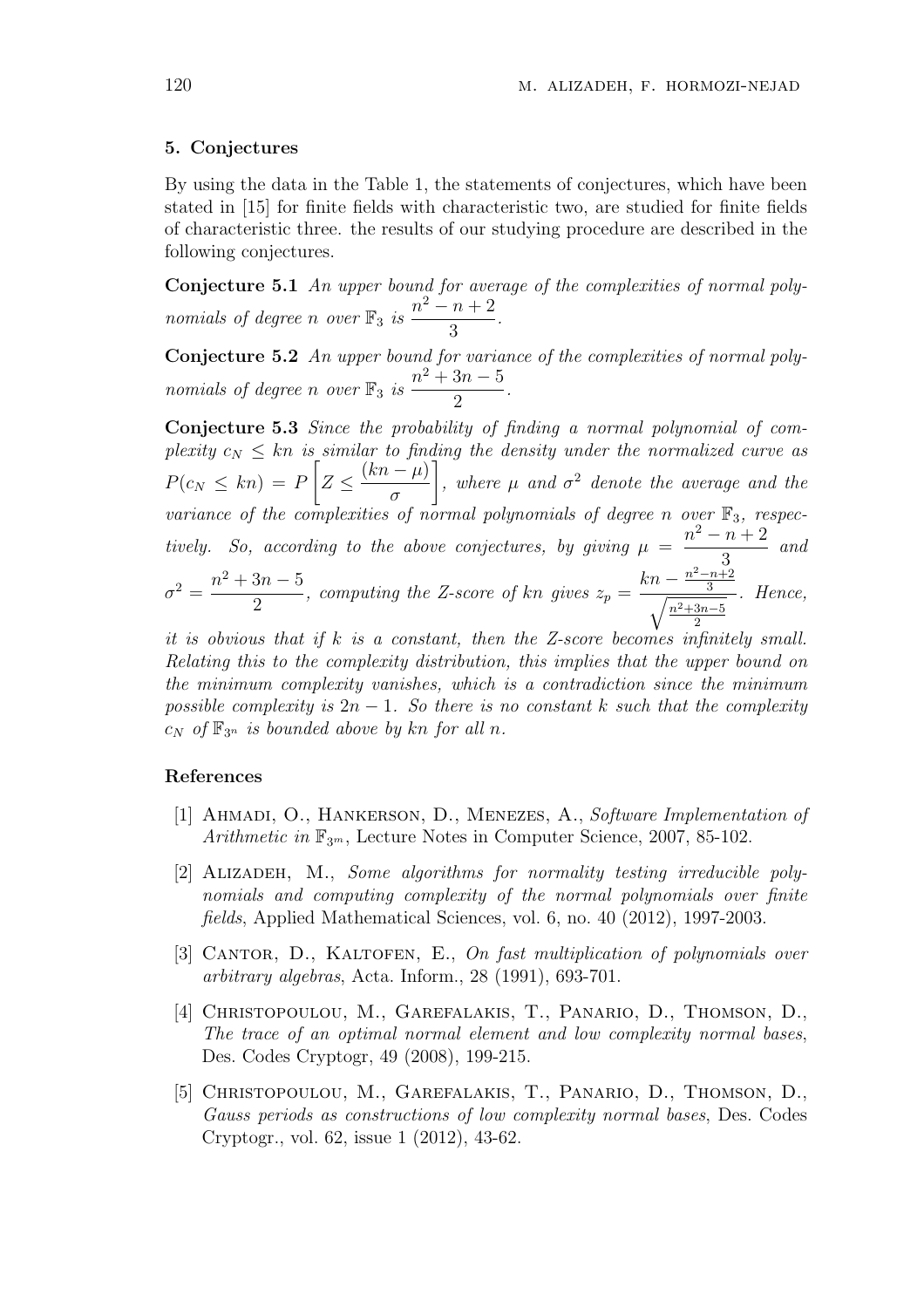## 5. Conjectures

By using the data in the Table 1, the statements of conjectures, which have been stated in [15] for finite fields with characteristic two, are studied for finite fields of characteristic three. the results of our studying procedure are described in the following conjectures.

**Conjecture 5.1** *An upper bound for average of the complexities of normal polynomials of degree $n$ over $\mathbb{F}_3$ is $\dfrac{n^2-n+2}{3}$.*

**Conjecture 5.2** *An upper bound for variance of the complexities of normal polynomials of degree $n$ over $\mathbb{F}_3$ is $\dfrac{n^2+3n-5}{2}$.*

**Conjecture 5.3** *Since the probability of finding a normal polynomial of complexity $c_N \leq kn$ is similar to finding the density under the normalized curve as $P(c_N \leq kn) = P\left[Z \leq \dfrac{(kn-\mu)}{\sigma}\right]$, where $\mu$ and $\sigma^2$ denote the average and the variance of the complexities of normal polynomials of degree $n$ over $\mathbb{F}_3$, respectively. So, according to the above conjectures, by giving $\mu = \dfrac{n^2-n+2}{3}$ and $\sigma^2 = \dfrac{n^2+3n-5}{2}$, computing the Z-score of $kn$ gives $z_p = \dfrac{kn - \frac{n^2-n+2}{3}}{\sqrt{\frac{n^2+3n-5}{2}}}$. Hence, it is obvious that if $k$ is a constant, then the Z-score becomes infinitely small. Relating this to the complexity distribution, this implies that the upper bound on the minimum complexity vanishes, which is a contradiction since the minimum possible complexity is $2n-1$. So there is no constant $k$ such that the complexity $c_N$ of $\mathbb{F}_{3^n}$ is bounded above by $kn$ for all $n$.*

## References

[1] Ahmadi, O., Hankerson, D., Menezes, A., *Software Implementation of Arithmetic in $\mathbb{F}_{3^m}$*, Lecture Notes in Computer Science, 2007, 85-102.

[2] Alizadeh, M., *Some algorithms for normality testing irreducible polynomials and computing complexity of the normal polynomials over finite fields*, Applied Mathematical Sciences, vol. 6, no. 40 (2012), 1997-2003.

[3] Cantor, D., Kaltofen, E., *On fast multiplication of polynomials over arbitrary algebras*, Acta. Inform., 28 (1991), 693-701.

[4] Christopoulou, M., Garefalakis, T., Panario, D., Thomson, D., *The trace of an optimal normal element and low complexity normal bases*, Des. Codes Cryptogr, 49 (2008), 199-215.

[5] Christopoulou, M., Garefalakis, T., Panario, D., Thomson, D., *Gauss periods as constructions of low complexity normal bases*, Des. Codes Cryptogr., vol. 62, issue 1 (2012), 43-62.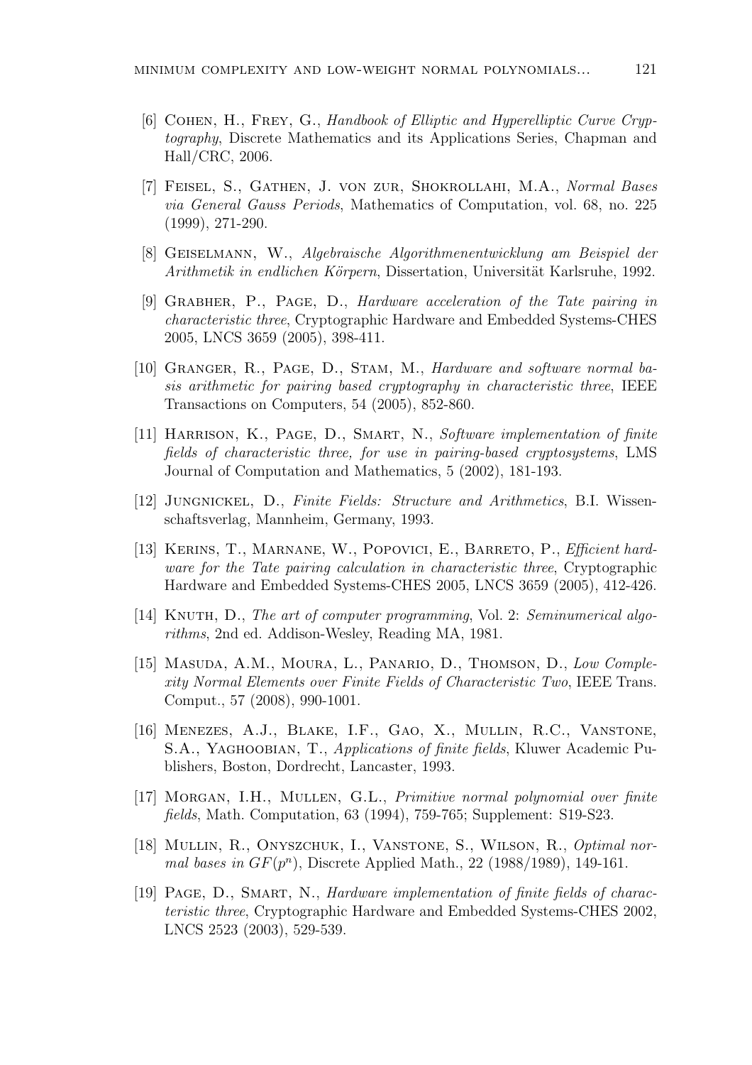[6] Cohen, H., Frey, G., *Handbook of Elliptic and Hyperelliptic Curve Cryptography*, Discrete Mathematics and its Applications Series, Chapman and Hall/CRC, 2006.

[7] Feisel, S., Gathen, J. von zur, Shokrollahi, M.A., *Normal Bases via General Gauss Periods*, Mathematics of Computation, vol. 68, no. 225 (1999), 271-290.

[8] Geiselmann, W., *Algebraische Algorithmenentwicklung am Beispiel der Arithmetik in endlichen Körpern*, Dissertation, Universität Karlsruhe, 1992.

[9] Grabher, P., Page, D., *Hardware acceleration of the Tate pairing in characteristic three*, Cryptographic Hardware and Embedded Systems-CHES 2005, LNCS 3659 (2005), 398-411.

[10] Granger, R., Page, D., Stam, M., *Hardware and software normal basis arithmetic for pairing based cryptography in characteristic three*, IEEE Transactions on Computers, 54 (2005), 852-860.

[11] Harrison, K., Page, D., Smart, N., *Software implementation of finite fields of characteristic three, for use in pairing-based cryptosystems*, LMS Journal of Computation and Mathematics, 5 (2002), 181-193.

[12] Jungnickel, D., *Finite Fields: Structure and Arithmetics*, B.I. Wissenschaftsverlag, Mannheim, Germany, 1993.

[13] Kerins, T., Marnane, W., Popovici, E., Barreto, P., *Efficient hardware for the Tate pairing calculation in characteristic three*, Cryptographic Hardware and Embedded Systems-CHES 2005, LNCS 3659 (2005), 412-426.

[14] Knuth, D., *The art of computer programming*, Vol. 2: *Seminumerical algorithms*, 2nd ed. Addison-Wesley, Reading MA, 1981.

[15] Masuda, A.M., Moura, L., Panario, D., Thomson, D., *Low Complexity Normal Elements over Finite Fields of Characteristic Two*, IEEE Trans. Comput., 57 (2008), 990-1001.

[16] Menezes, A.J., Blake, I.F., Gao, X., Mullin, R.C., Vanstone, S.A., Yaghoobian, T., *Applications of finite fields*, Kluwer Academic Publishers, Boston, Dordrecht, Lancaster, 1993.

[17] Morgan, I.H., Mullen, G.L., *Primitive normal polynomial over finite fields*, Math. Computation, 63 (1994), 759-765; Supplement: S19-S23.

[18] Mullin, R., Onyszchuk, I., Vanstone, S., Wilson, R., *Optimal normal bases in $GF(p^n)$*, Discrete Applied Math., 22 (1988/1989), 149-161.

[19] Page, D., Smart, N., *Hardware implementation of finite fields of characteristic three*, Cryptographic Hardware and Embedded Systems-CHES 2002, LNCS 2523 (2003), 529-539.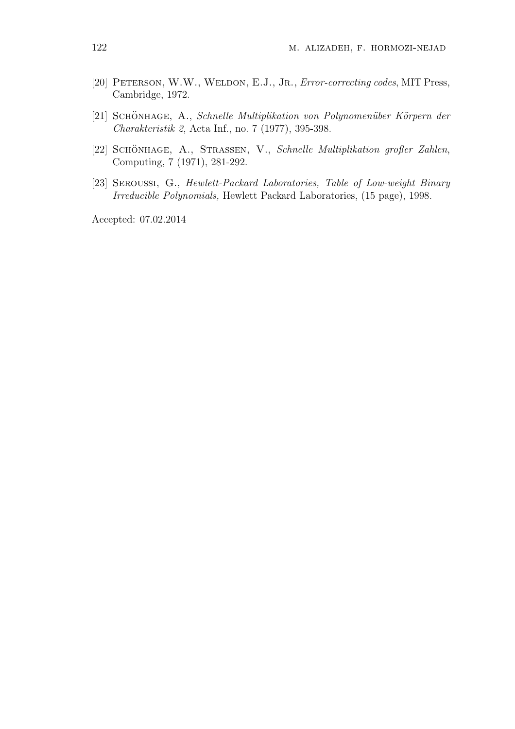[20] Peterson, W.W., Weldon, E.J., Jr., *Error-correcting codes*, MIT Press, Cambridge, 1972.

[21] Schönhage, A., *Schnelle Multiplikation von Polynomenüber Körpern der Charakteristik 2*, Acta Inf., no. 7 (1977), 395-398.

[22] Schönhage, A., Strassen, V., *Schnelle Multiplikation großer Zahlen*, Computing, 7 (1971), 281-292.

[23] Seroussi, G., *Hewlett-Packard Laboratories, Table of Low-weight Binary Irreducible Polynomials,* Hewlett Packard Laboratories, (15 page), 1998.

Accepted: 07.02.2014